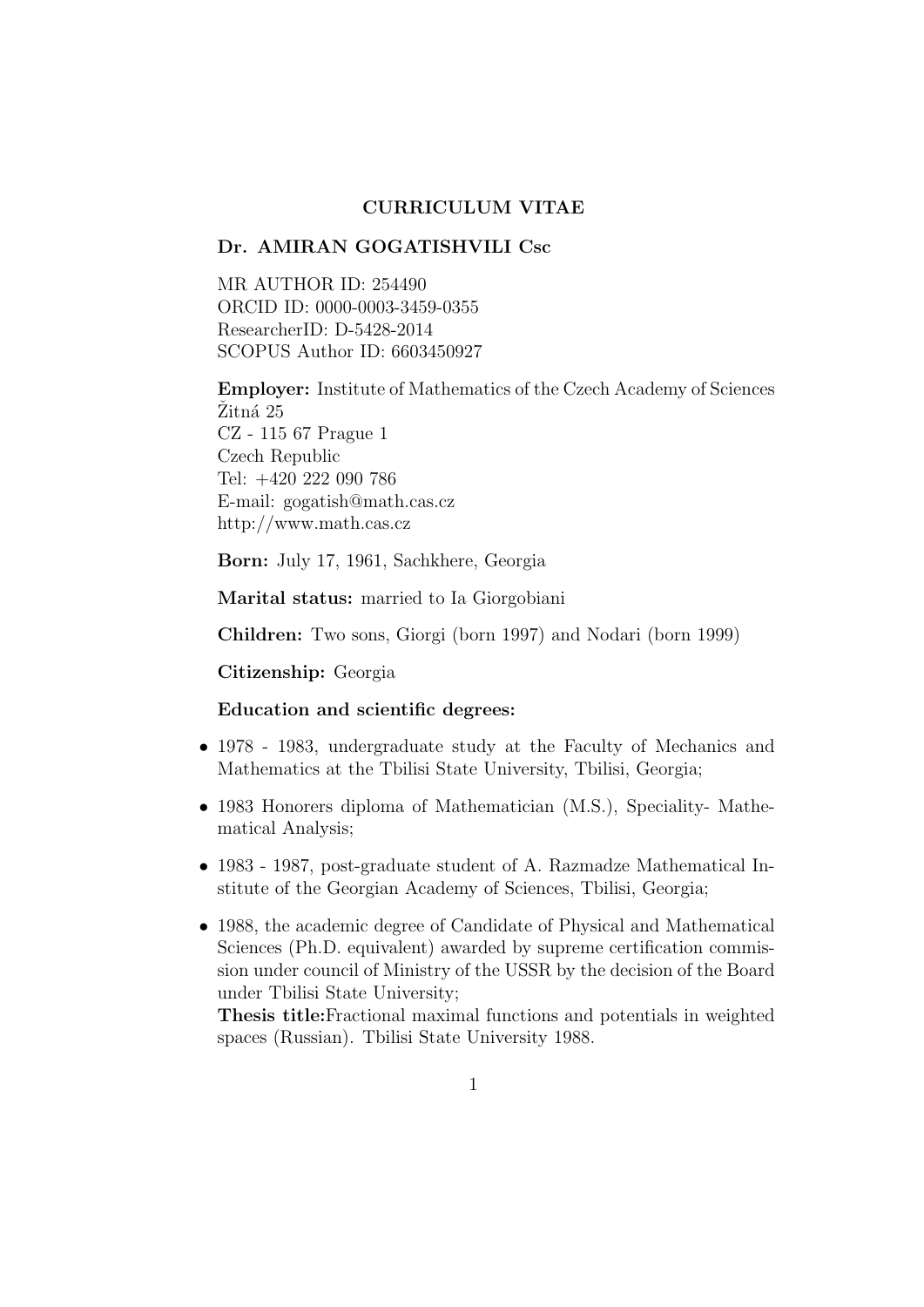# CURRICULUM VITAE

## Dr. AMIRAN GOGATISHVILI Csc

MR AUTHOR ID: 254490
ORCID ID: 0000-0003-3459-0355
ResearcherID: D-5428-2014
SCOPUS Author ID: 6603450927

**Employer:** Institute of Mathematics of the Czech Academy of Sciences
Žitná 25
CZ - 115 67 Prague 1
Czech Republic
Tel: +420 222 090 786
E-mail: gogatish@math.cas.cz
http://www.math.cas.cz

**Born:** July 17, 1961, Sachkhere, Georgia

**Marital status:** married to Ia Giorgobiani

**Children:** Two sons, Giorgi (born 1997) and Nodari (born 1999)

**Citizenship:** Georgia

**Education and scientific degrees:**

- 1978 - 1983, undergraduate study at the Faculty of Mechanics and Mathematics at the Tbilisi State University, Tbilisi, Georgia;
- 1983 Honorers diploma of Mathematician (M.S.), Speciality- Mathematical Analysis;
- 1983 - 1987, post-graduate student of A. Razmadze Mathematical Institute of the Georgian Academy of Sciences, Tbilisi, Georgia;
- 1988, the academic degree of Candidate of Physical and Mathematical Sciences (Ph.D. equivalent) awarded by supreme certification commission under council of Ministry of the USSR by the decision of the Board under Tbilisi State University;
  **Thesis title:**Fractional maximal functions and potentials in weighted spaces (Russian). Tbilisi State University 1988.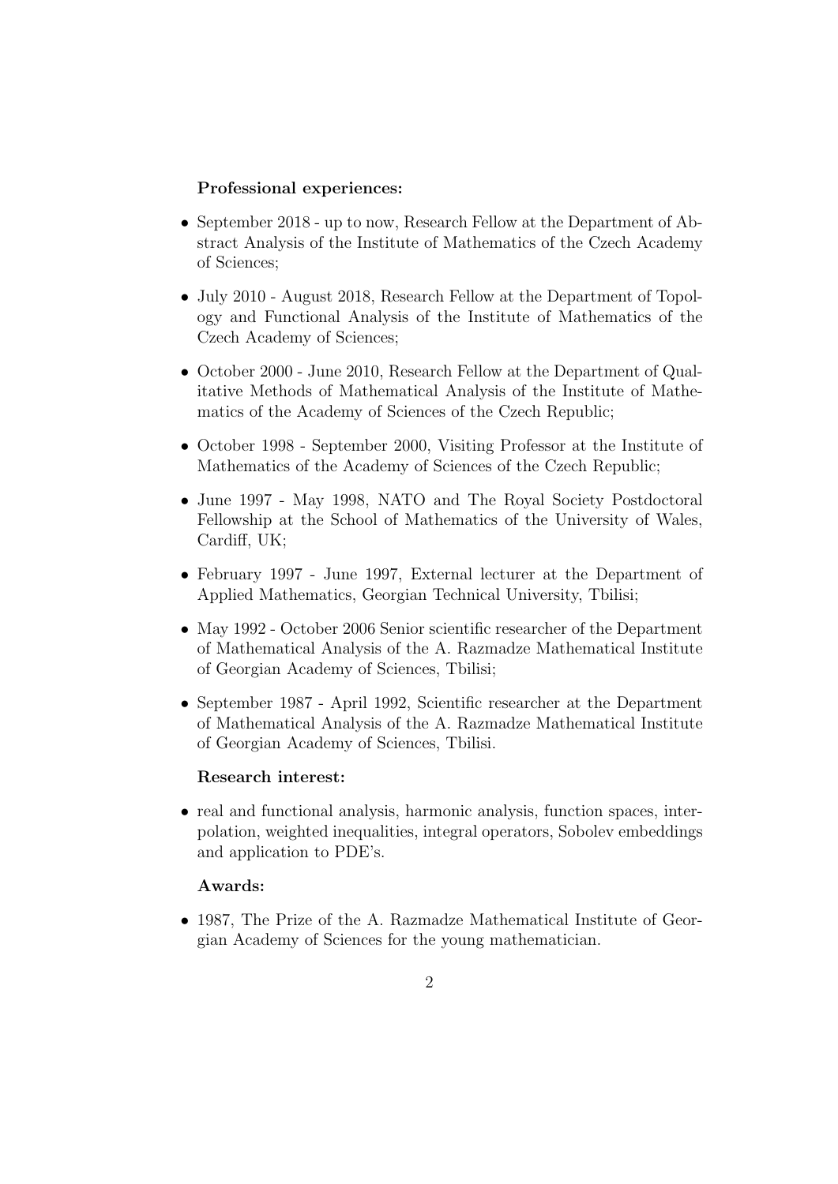**Professional experiences:**

- September 2018 - up to now, Research Fellow at the Department of Abstract Analysis of the Institute of Mathematics of the Czech Academy of Sciences;
- July 2010 - August 2018, Research Fellow at the Department of Topology and Functional Analysis of the Institute of Mathematics of the Czech Academy of Sciences;
- October 2000 - June 2010, Research Fellow at the Department of Qualitative Methods of Mathematical Analysis of the Institute of Mathematics of the Academy of Sciences of the Czech Republic;
- October 1998 - September 2000, Visiting Professor at the Institute of Mathematics of the Academy of Sciences of the Czech Republic;
- June 1997 - May 1998, NATO and The Royal Society Postdoctoral Fellowship at the School of Mathematics of the University of Wales, Cardiff, UK;
- February 1997 - June 1997, External lecturer at the Department of Applied Mathematics, Georgian Technical University, Tbilisi;
- May 1992 - October 2006 Senior scientific researcher of the Department of Mathematical Analysis of the A. Razmadze Mathematical Institute of Georgian Academy of Sciences, Tbilisi;
- September 1987 - April 1992, Scientific researcher at the Department of Mathematical Analysis of the A. Razmadze Mathematical Institute of Georgian Academy of Sciences, Tbilisi.

**Research interest:**

- real and functional analysis, harmonic analysis, function spaces, interpolation, weighted inequalities, integral operators, Sobolev embeddings and application to PDE's.

**Awards:**

- 1987, The Prize of the A. Razmadze Mathematical Institute of Georgian Academy of Sciences for the young mathematician.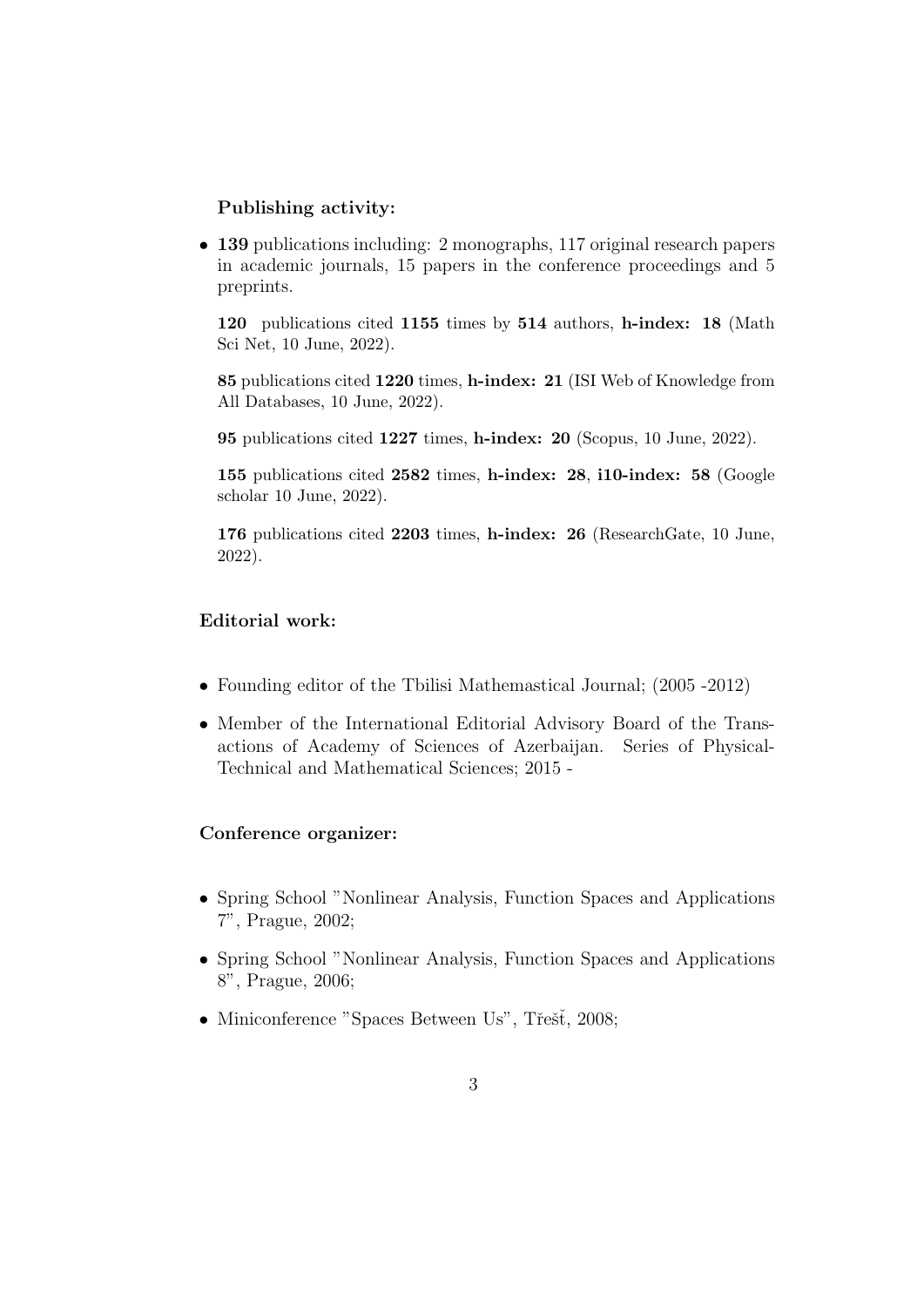**Publishing activity:**

- **139** publications including: 2 monographs, 117 original research papers in academic journals, 15 papers in the conference proceedings and 5 preprints.

  **120** publications cited **1155** times by **514** authors, **h-index: 18** (Math Sci Net, 10 June, 2022).

  **85** publications cited **1220** times, **h-index: 21** (ISI Web of Knowledge from All Databases, 10 June, 2022).

  **95** publications cited **1227** times, **h-index: 20** (Scopus, 10 June, 2022).

  **155** publications cited **2582** times, **h-index: 28**, **i10-index: 58** (Google scholar 10 June, 2022).

  **176** publications cited **2203** times, **h-index: 26** (ResearchGate, 10 June, 2022).

**Editorial work:**

- Founding editor of the Tbilisi Mathemastical Journal; (2005 -2012)
- Member of the International Editorial Advisory Board of the Transactions of Academy of Sciences of Azerbaijan. Series of Physical-Technical and Mathematical Sciences; 2015 -

**Conference organizer:**

- Spring School "Nonlinear Analysis, Function Spaces and Applications 7", Prague, 2002;
- Spring School "Nonlinear Analysis, Function Spaces and Applications 8", Prague, 2006;
- Miniconference "Spaces Between Us", Třešť, 2008;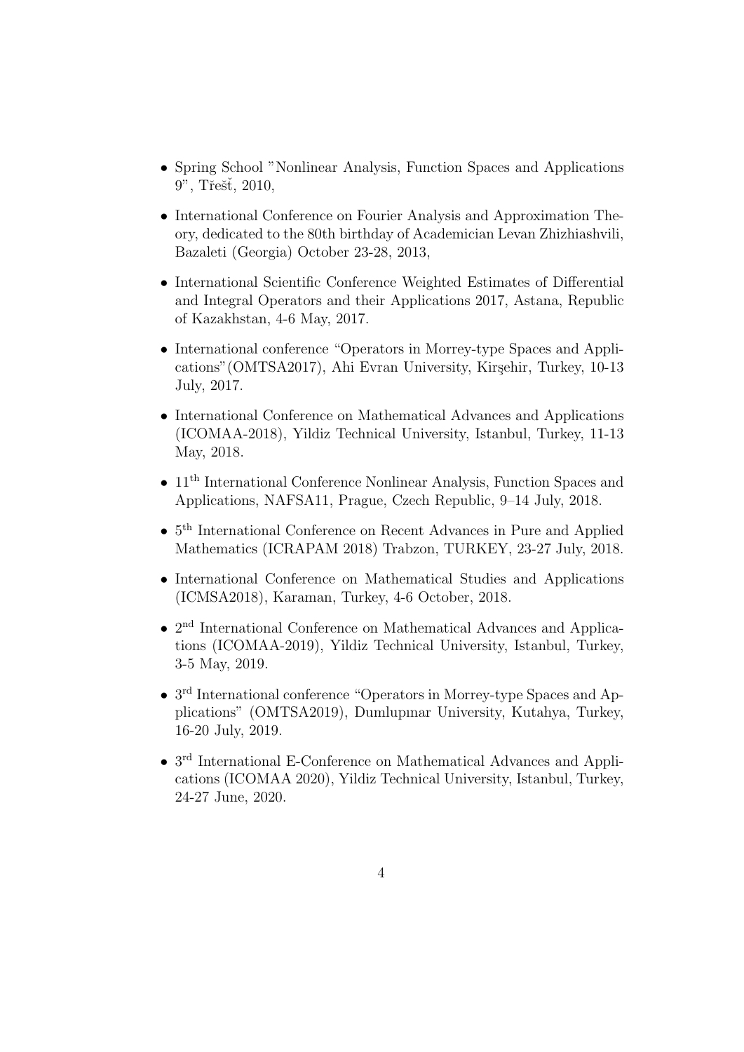- Spring School "Nonlinear Analysis, Function Spaces and Applications 9", Třešť, 2010,
- International Conference on Fourier Analysis and Approximation Theory, dedicated to the 80th birthday of Academician Levan Zhizhiashvili, Bazaleti (Georgia) October 23-28, 2013,
- International Scientific Conference Weighted Estimates of Differential and Integral Operators and their Applications 2017, Astana, Republic of Kazakhstan, 4-6 May, 2017.
- International conference "Operators in Morrey-type Spaces and Applications"(OMTSA2017), Ahi Evran University, Kirşehir, Turkey, 10-13 July, 2017.
- International Conference on Mathematical Advances and Applications (ICOMAA-2018), Yildiz Technical University, Istanbul, Turkey, 11-13 May, 2018.
- 11th International Conference Nonlinear Analysis, Function Spaces and Applications, NAFSA11, Prague, Czech Republic, 9–14 July, 2018.
- 5th International Conference on Recent Advances in Pure and Applied Mathematics (ICRAPAM 2018) Trabzon, TURKEY, 23-27 July, 2018.
- International Conference on Mathematical Studies and Applications (ICMSA2018), Karaman, Turkey, 4-6 October, 2018.
- 2nd International Conference on Mathematical Advances and Applications (ICOMAA-2019), Yildiz Technical University, Istanbul, Turkey, 3-5 May, 2019.
- 3rd International conference "Operators in Morrey-type Spaces and Applications" (OMTSA2019), Dumlupınar University, Kutahya, Turkey, 16-20 July, 2019.
- 3rd International E-Conference on Mathematical Advances and Applications (ICOMAA 2020), Yildiz Technical University, Istanbul, Turkey, 24-27 June, 2020.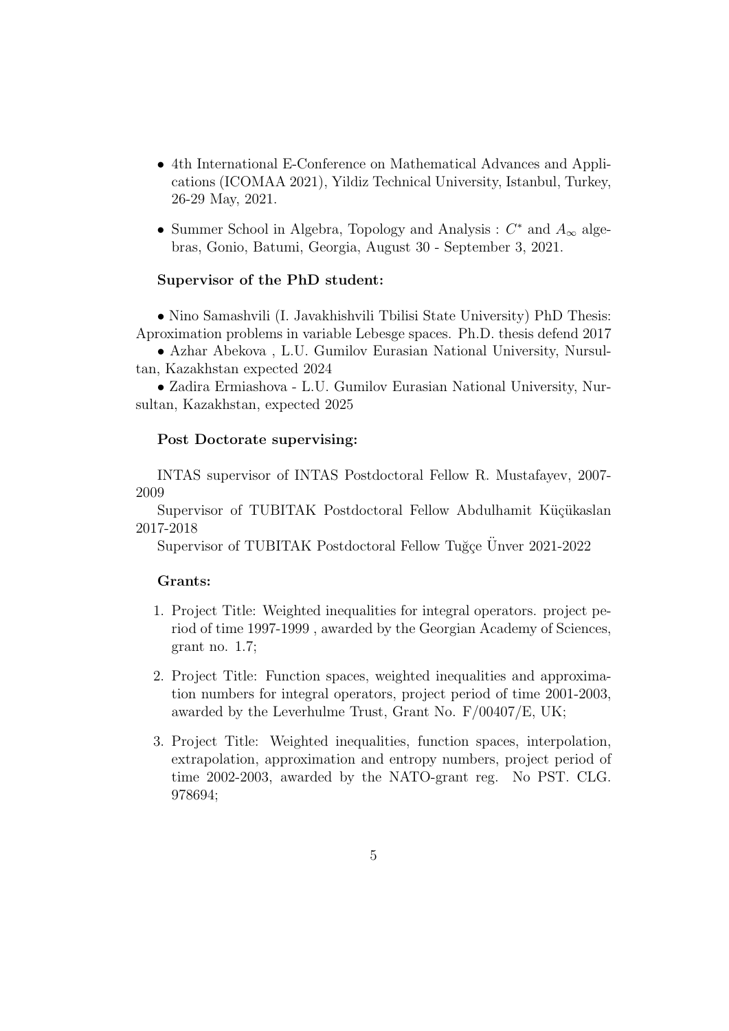- 4th International E-Conference on Mathematical Advances and Applications (ICOMAA 2021), Yildiz Technical University, Istanbul, Turkey, 26-29 May, 2021.
- Summer School in Algebra, Topology and Analysis : $C^*$ and $A_\infty$ algebras, Gonio, Batumi, Georgia, August 30 - September 3, 2021.

**Supervisor of the PhD student:**

• Nino Samashvili (I. Javakhishvili Tbilisi State University) PhD Thesis: Aproximation problems in variable Lebesge spaces. Ph.D. thesis defend 2017

• Azhar Abekova , L.U. Gumilov Eurasian National University, Nursultan, Kazakhstan expected 2024

• Zadira Ermiashova - L.U. Gumilov Eurasian National University, Nursultan, Kazakhstan, expected 2025

**Post Doctorate supervising:**

INTAS supervisor of INTAS Postdoctoral Fellow R. Mustafayev, 2007-2009

Supervisor of TUBITAK Postdoctoral Fellow Abdulhamit Küçükaslan 2017-2018

Supervisor of TUBITAK Postdoctoral Fellow Tuğçe Ünver 2021-2022

**Grants:**

1. Project Title: Weighted inequalities for integral operators. project period of time 1997-1999 , awarded by the Georgian Academy of Sciences, grant no. 1.7;
2. Project Title: Function spaces, weighted inequalities and approximation numbers for integral operators, project period of time 2001-2003, awarded by the Leverhulme Trust, Grant No. F/00407/E, UK;
3. Project Title: Weighted inequalities, function spaces, interpolation, extrapolation, approximation and entropy numbers, project period of time 2002-2003, awarded by the NATO-grant reg. No PST. CLG. 978694;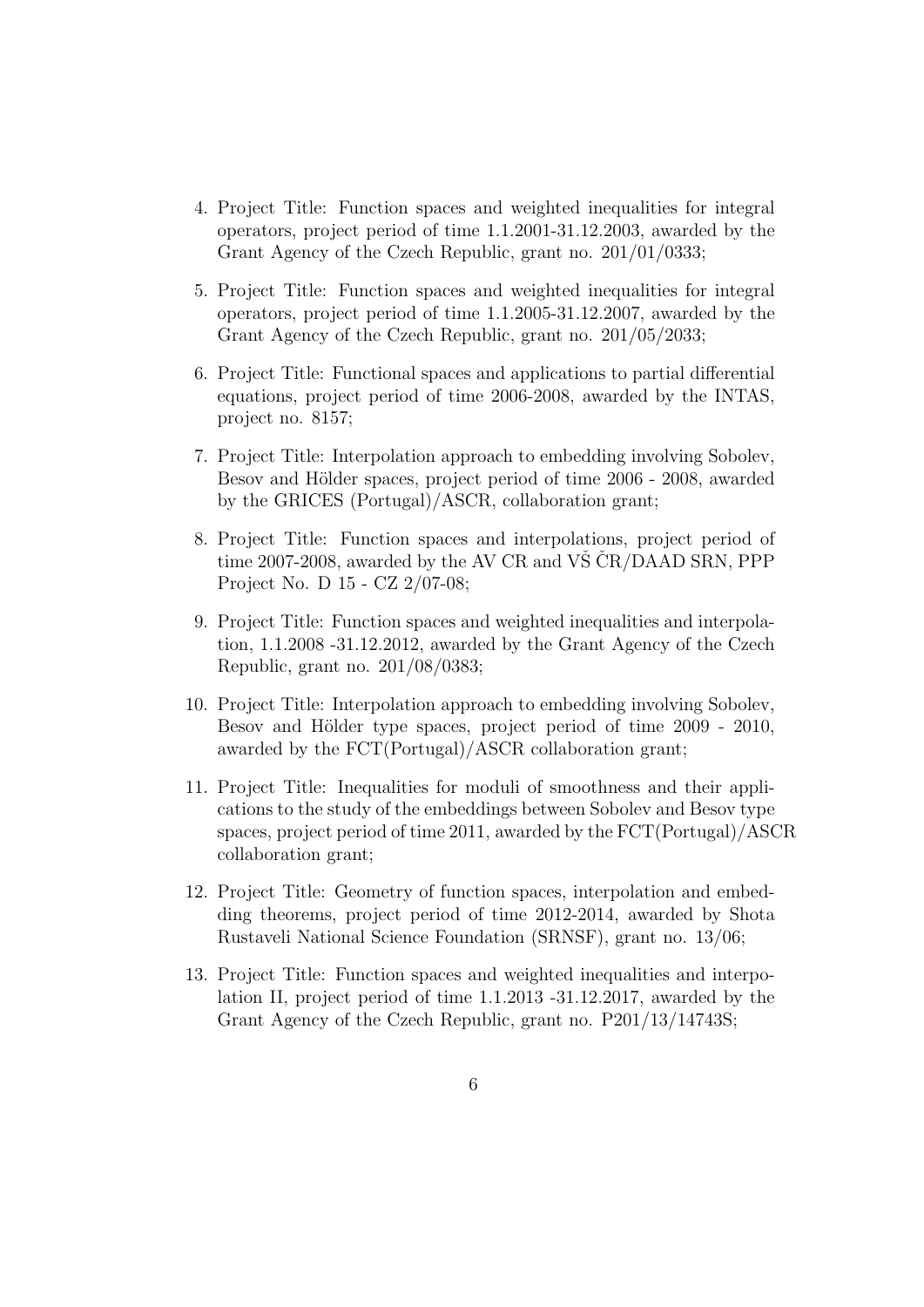4. Project Title: Function spaces and weighted inequalities for integral operators, project period of time 1.1.2001-31.12.2003, awarded by the Grant Agency of the Czech Republic, grant no. 201/01/0333;
5. Project Title: Function spaces and weighted inequalities for integral operators, project period of time 1.1.2005-31.12.2007, awarded by the Grant Agency of the Czech Republic, grant no. 201/05/2033;
6. Project Title: Functional spaces and applications to partial differential equations, project period of time 2006-2008, awarded by the INTAS, project no. 8157;
7. Project Title: Interpolation approach to embedding involving Sobolev, Besov and Hölder spaces, project period of time 2006 - 2008, awarded by the GRICES (Portugal)/ASCR, collaboration grant;
8. Project Title: Function spaces and interpolations, project period of time 2007-2008, awarded by the AV CR and VŠ ČR/DAAD SRN, PPP Project No. D 15 - CZ 2/07-08;
9. Project Title: Function spaces and weighted inequalities and interpolation, 1.1.2008 -31.12.2012, awarded by the Grant Agency of the Czech Republic, grant no. 201/08/0383;
10. Project Title: Interpolation approach to embedding involving Sobolev, Besov and Hölder type spaces, project period of time 2009 - 2010, awarded by the FCT(Portugal)/ASCR collaboration grant;
11. Project Title: Inequalities for moduli of smoothness and their applications to the study of the embeddings between Sobolev and Besov type spaces, project period of time 2011, awarded by the FCT(Portugal)/ASCR collaboration grant;
12. Project Title: Geometry of function spaces, interpolation and embedding theorems, project period of time 2012-2014, awarded by Shota Rustaveli National Science Foundation (SRNSF), grant no. 13/06;
13. Project Title: Function spaces and weighted inequalities and interpolation II, project period of time 1.1.2013 -31.12.2017, awarded by the Grant Agency of the Czech Republic, grant no. P201/13/14743S;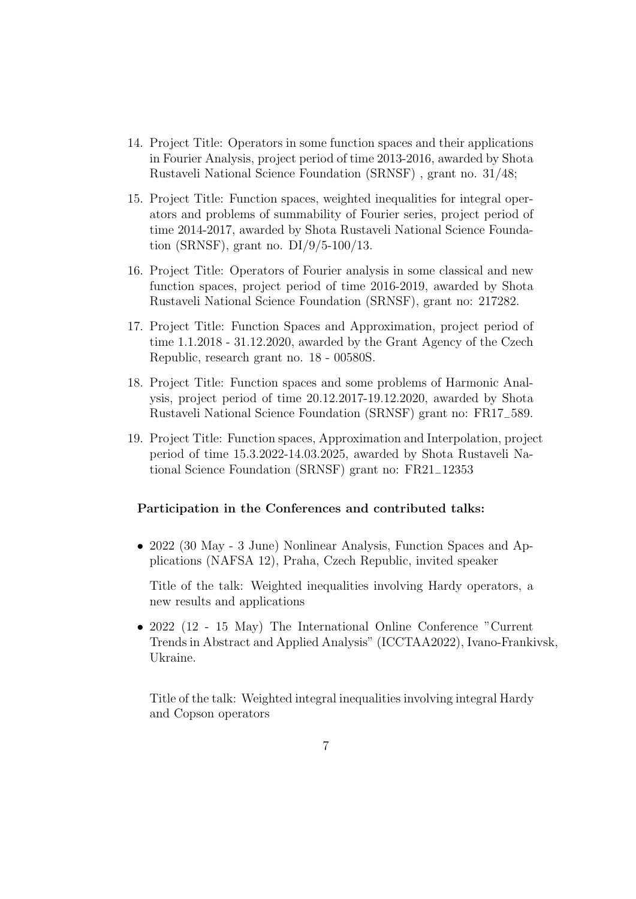14. Project Title: Operators in some function spaces and their applications in Fourier Analysis, project period of time 2013-2016, awarded by Shota Rustaveli National Science Foundation (SRNSF) , grant no. 31/48;

15. Project Title: Function spaces, weighted inequalities for integral operators and problems of summability of Fourier series, project period of time 2014-2017, awarded by Shota Rustaveli National Science Foundation (SRNSF), grant no. DI/9/5-100/13.

16. Project Title: Operators of Fourier analysis in some classical and new function spaces, project period of time 2016-2019, awarded by Shota Rustaveli National Science Foundation (SRNSF), grant no: 217282.

17. Project Title: Function Spaces and Approximation, project period of time 1.1.2018 - 31.12.2020, awarded by the Grant Agency of the Czech Republic, research grant no. 18 - 00580S.

18. Project Title: Function spaces and some problems of Harmonic Analysis, project period of time 20.12.2017-19.12.2020, awarded by Shota Rustaveli National Science Foundation (SRNSF) grant no: FR17_589.

19. Project Title: Function spaces, Approximation and Interpolation, project period of time 15.3.2022-14.03.2025, awarded by Shota Rustaveli National Science Foundation (SRNSF) grant no: FR21_12353

**Participation in the Conferences and contributed talks:**

- 2022 (30 May - 3 June) Nonlinear Analysis, Function Spaces and Applications (NAFSA 12), Praha, Czech Republic, invited speaker

  Title of the talk: Weighted inequalities involving Hardy operators, a new results and applications

- 2022 (12 - 15 May) The International Online Conference "Current Trends in Abstract and Applied Analysis" (ICCTAA2022), Ivano-Frankivsk, Ukraine.

  Title of the talk: Weighted integral inequalities involving integral Hardy and Copson operators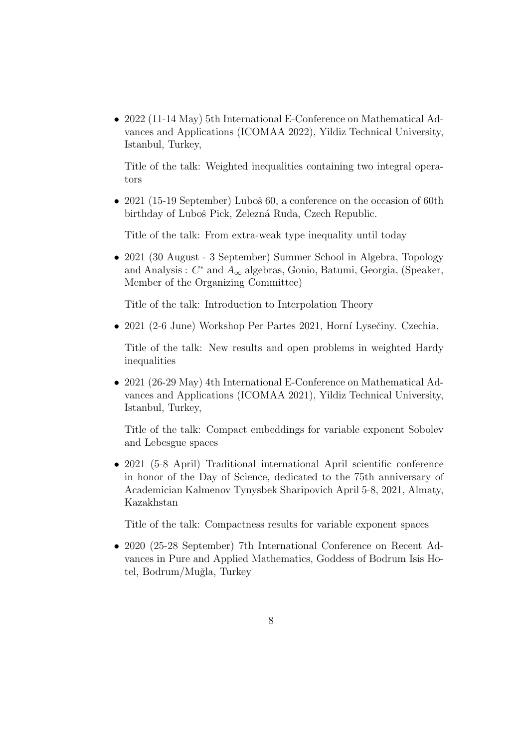- 2022 (11-14 May) 5th International E-Conference on Mathematical Advances and Applications (ICOMAA 2022), Yildiz Technical University, Istanbul, Turkey,

  Title of the talk: Weighted inequalities containing two integral operators

- 2021 (15-19 September) Luboš 60, a conference on the occasion of 60th birthday of Luboš Pick, Zelezná Ruda, Czech Republic.

  Title of the talk: From extra-weak type inequality until today

- 2021 (30 August - 3 September) Summer School in Algebra, Topology and Analysis : $C^*$ and $A_\infty$ algebras, Gonio, Batumi, Georgia, (Speaker, Member of the Organizing Committee)

  Title of the talk: Introduction to Interpolation Theory

- 2021 (2-6 June) Workshop Per Partes 2021, Horní Lysečiny. Czechia,

  Title of the talk: New results and open problems in weighted Hardy inequalities

- 2021 (26-29 May) 4th International E-Conference on Mathematical Advances and Applications (ICOMAA 2021), Yildiz Technical University, Istanbul, Turkey,

  Title of the talk: Compact embeddings for variable exponent Sobolev and Lebesgue spaces

- 2021 (5-8 April) Traditional international April scientific conference in honor of the Day of Science, dedicated to the 75th anniversary of Academician Kalmenov Tynysbek Sharipovich April 5-8, 2021, Almaty, Kazakhstan

  Title of the talk: Compactness results for variable exponent spaces

- 2020 (25-28 September) 7th International Conference on Recent Advances in Pure and Applied Mathematics, Goddess of Bodrum Isis Hotel, Bodrum/Muğla, Turkey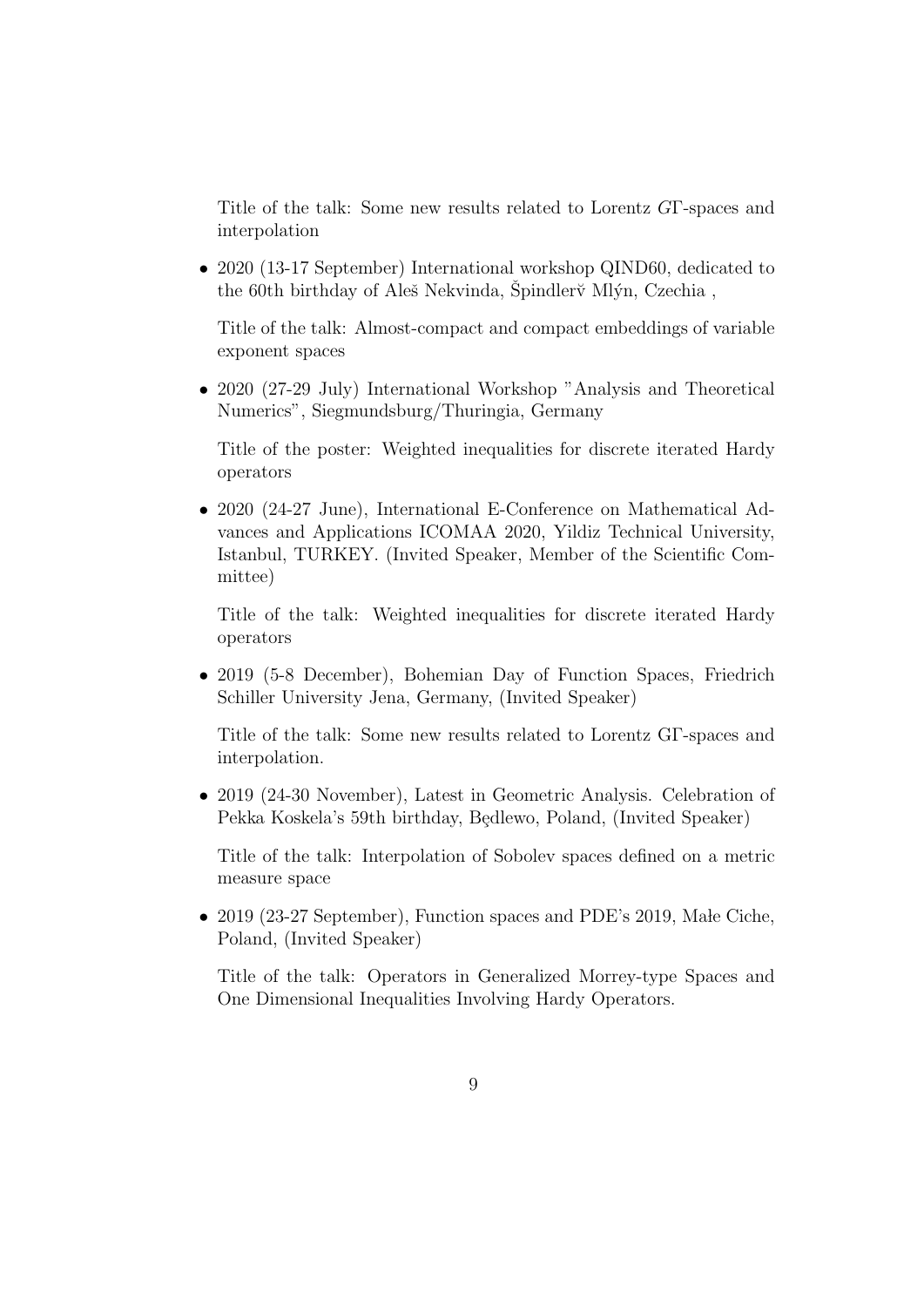Title of the talk: Some new results related to Lorentz $G\Gamma$-spaces and interpolation

- 2020 (13-17 September) International workshop QIND60, dedicated to the 60th birthday of Aleš Nekvinda, Špindlerv̌ Mlýn, Czechia ,

  Title of the talk: Almost-compact and compact embeddings of variable exponent spaces

- 2020 (27-29 July) International Workshop "Analysis and Theoretical Numerics", Siegmundsburg/Thuringia, Germany

  Title of the poster: Weighted inequalities for discrete iterated Hardy operators

- 2020 (24-27 June), International E-Conference on Mathematical Advances and Applications ICOMAA 2020, Yildiz Technical University, Istanbul, TURKEY. (Invited Speaker, Member of the Scientific Committee)

  Title of the talk: Weighted inequalities for discrete iterated Hardy operators

- 2019 (5-8 December), Bohemian Day of Function Spaces, Friedrich Schiller University Jena, Germany, (Invited Speaker)

  Title of the talk: Some new results related to Lorentz G$\Gamma$-spaces and interpolation.

- 2019 (24-30 November), Latest in Geometric Analysis. Celebration of Pekka Koskela's 59th birthday, Będlewo, Poland, (Invited Speaker)

  Title of the talk: Interpolation of Sobolev spaces defined on a metric measure space

- 2019 (23-27 September), Function spaces and PDE's 2019, Małe Ciche, Poland, (Invited Speaker)

  Title of the talk: Operators in Generalized Morrey-type Spaces and One Dimensional Inequalities Involving Hardy Operators.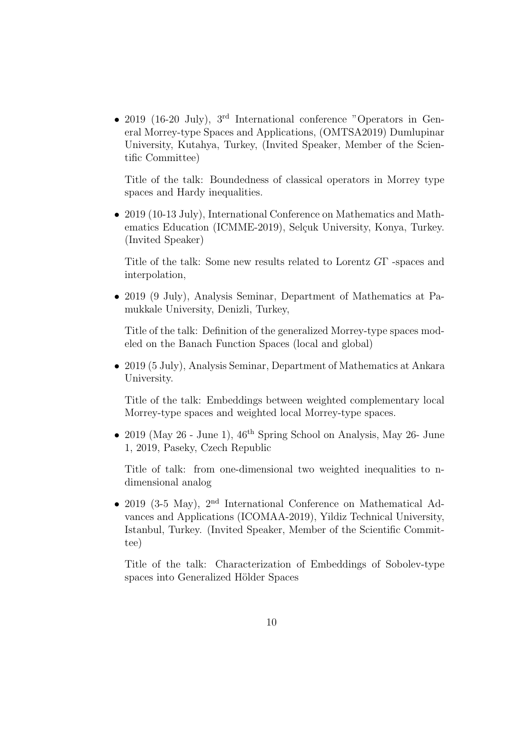- 2019 (16-20 July), $3^{\text{rd}}$ International conference "Operators in General Morrey-type Spaces and Applications, (OMTSA2019) Dumlupinar University, Kutahya, Turkey, (Invited Speaker, Member of the Scientific Committee)

  Title of the talk: Boundedness of classical operators in Morrey type spaces and Hardy inequalities.

- 2019 (10-13 July), International Conference on Mathematics and Mathematics Education (ICMME-2019), Selçuk University, Konya, Turkey. (Invited Speaker)

  Title of the talk: Some new results related to Lorentz $G\Gamma$ -spaces and interpolation,

- 2019 (9 July), Analysis Seminar, Department of Mathematics at Pamukkale University, Denizli, Turkey,

  Title of the talk: Definition of the generalized Morrey-type spaces modeled on the Banach Function Spaces (local and global)

- 2019 (5 July), Analysis Seminar, Department of Mathematics at Ankara University.

  Title of the talk: Embeddings between weighted complementary local Morrey-type spaces and weighted local Morrey-type spaces.

- 2019 (May 26 - June 1), $46^{\text{th}}$ Spring School on Analysis, May 26- June 1, 2019, Paseky, Czech Republic

  Title of talk: from one-dimensional two weighted inequalities to n-dimensional analog

- 2019 (3-5 May), $2^{\text{nd}}$ International Conference on Mathematical Advances and Applications (ICOMAA-2019), Yildiz Technical University, Istanbul, Turkey. (Invited Speaker, Member of the Scientific Committee)

  Title of the talk: Characterization of Embeddings of Sobolev-type spaces into Generalized Hölder Spaces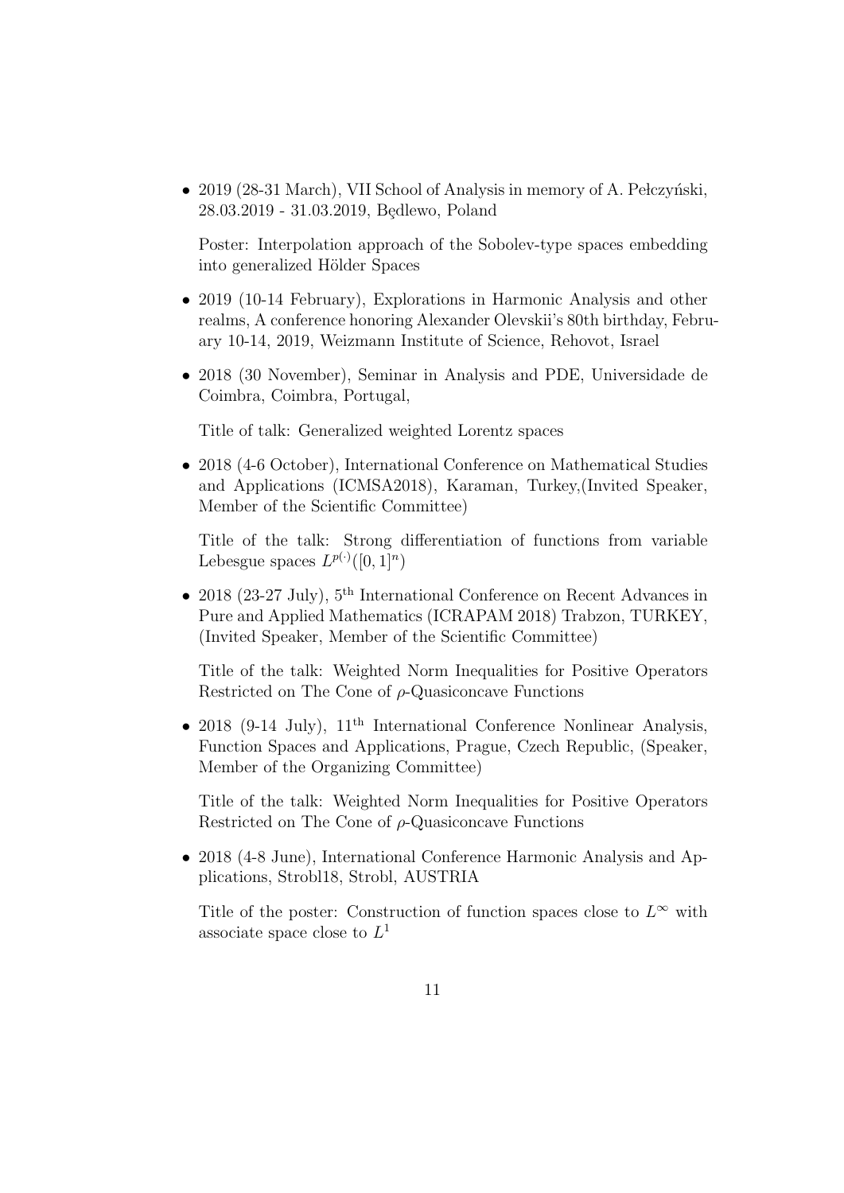- 2019 (28-31 March), VII School of Analysis in memory of A. Pełczyński, 28.03.2019 - 31.03.2019, Będlewo, Poland

  Poster: Interpolation approach of the Sobolev-type spaces embedding into generalized Hölder Spaces

- 2019 (10-14 February), Explorations in Harmonic Analysis and other realms, A conference honoring Alexander Olevskii's 80th birthday, February 10-14, 2019, Weizmann Institute of Science, Rehovot, Israel

- 2018 (30 November), Seminar in Analysis and PDE, Universidade de Coimbra, Coimbra, Portugal,

  Title of talk: Generalized weighted Lorentz spaces

- 2018 (4-6 October), International Conference on Mathematical Studies and Applications (ICMSA2018), Karaman, Turkey,(Invited Speaker, Member of the Scientific Committee)

  Title of the talk: Strong differentiation of functions from variable Lebesgue spaces $L^{p(\cdot)}([0,1]^n)$

- 2018 (23-27 July), 5th International Conference on Recent Advances in Pure and Applied Mathematics (ICRAPAM 2018) Trabzon, TURKEY, (Invited Speaker, Member of the Scientific Committee)

  Title of the talk: Weighted Norm Inequalities for Positive Operators Restricted on The Cone of $\rho$-Quasiconcave Functions

- 2018 (9-14 July), 11th International Conference Nonlinear Analysis, Function Spaces and Applications, Prague, Czech Republic, (Speaker, Member of the Organizing Committee)

  Title of the talk: Weighted Norm Inequalities for Positive Operators Restricted on The Cone of $\rho$-Quasiconcave Functions

- 2018 (4-8 June), International Conference Harmonic Analysis and Applications, Strobl18, Strobl, AUSTRIA

  Title of the poster: Construction of function spaces close to $L^\infty$ with associate space close to $L^1$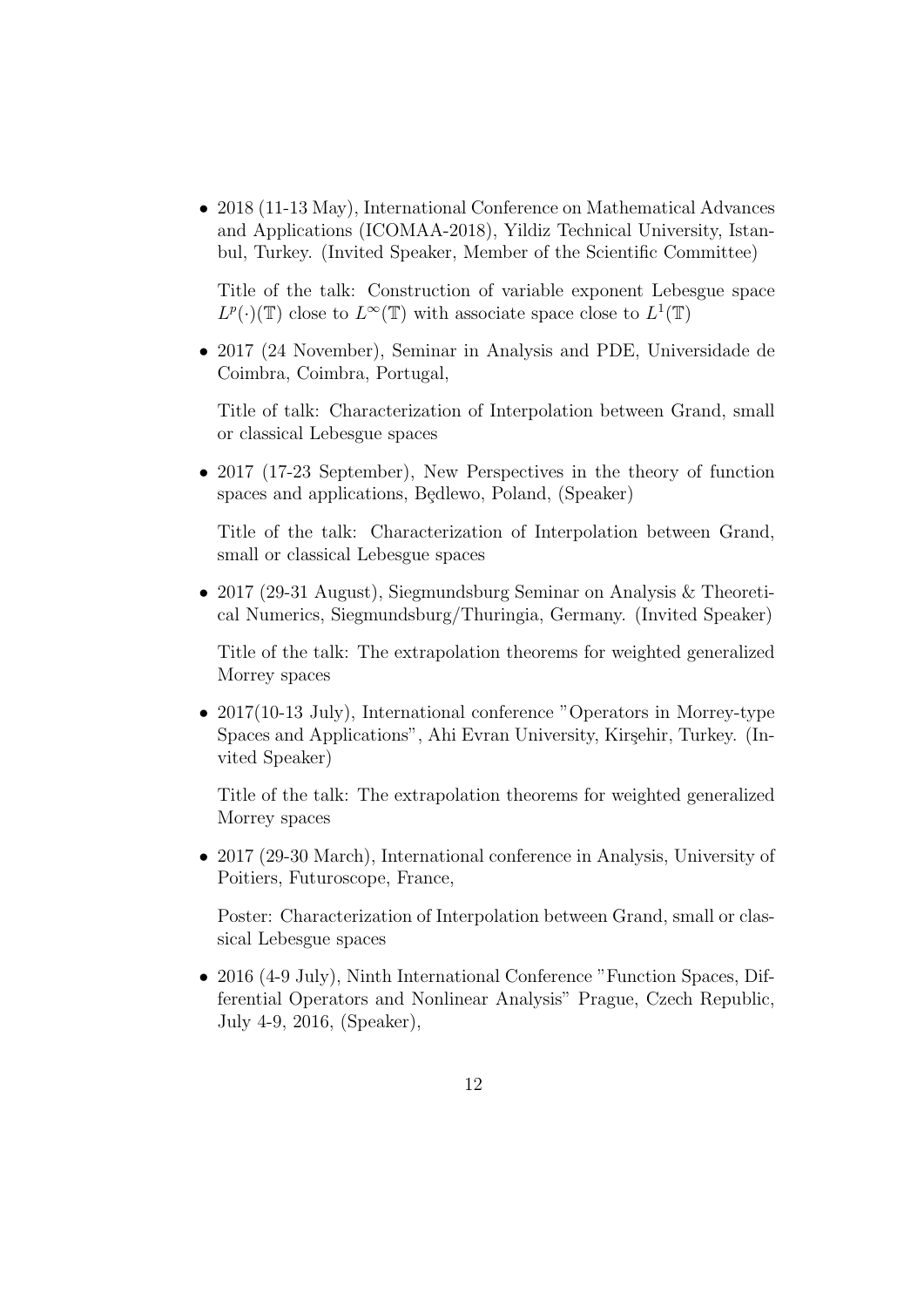- 2018 (11-13 May), International Conference on Mathematical Advances and Applications (ICOMAA-2018), Yildiz Technical University, Istanbul, Turkey. (Invited Speaker, Member of the Scientific Committee)

  Title of the talk: Construction of variable exponent Lebesgue space $L^{p}(\cdot)(\mathbb{T})$ close to $L^{\infty}(\mathbb{T})$ with associate space close to $L^{1}(\mathbb{T})$

- 2017 (24 November), Seminar in Analysis and PDE, Universidade de Coimbra, Coimbra, Portugal,

  Title of talk: Characterization of Interpolation between Grand, small or classical Lebesgue spaces

- 2017 (17-23 September), New Perspectives in the theory of function spaces and applications, Będlewo, Poland, (Speaker)

  Title of the talk: Characterization of Interpolation between Grand, small or classical Lebesgue spaces

- 2017 (29-31 August), Siegmundsburg Seminar on Analysis & Theoretical Numerics, Siegmundsburg/Thuringia, Germany. (Invited Speaker)

  Title of the talk: The extrapolation theorems for weighted generalized Morrey spaces

- 2017(10-13 July), International conference "Operators in Morrey-type Spaces and Applications", Ahi Evran University, Kirşehir, Turkey. (Invited Speaker)

  Title of the talk: The extrapolation theorems for weighted generalized Morrey spaces

- 2017 (29-30 March), International conference in Analysis, University of Poitiers, Futuroscope, France,

  Poster: Characterization of Interpolation between Grand, small or classical Lebesgue spaces

- 2016 (4-9 July), Ninth International Conference "Function Spaces, Differential Operators and Nonlinear Analysis" Prague, Czech Republic, July 4-9, 2016, (Speaker),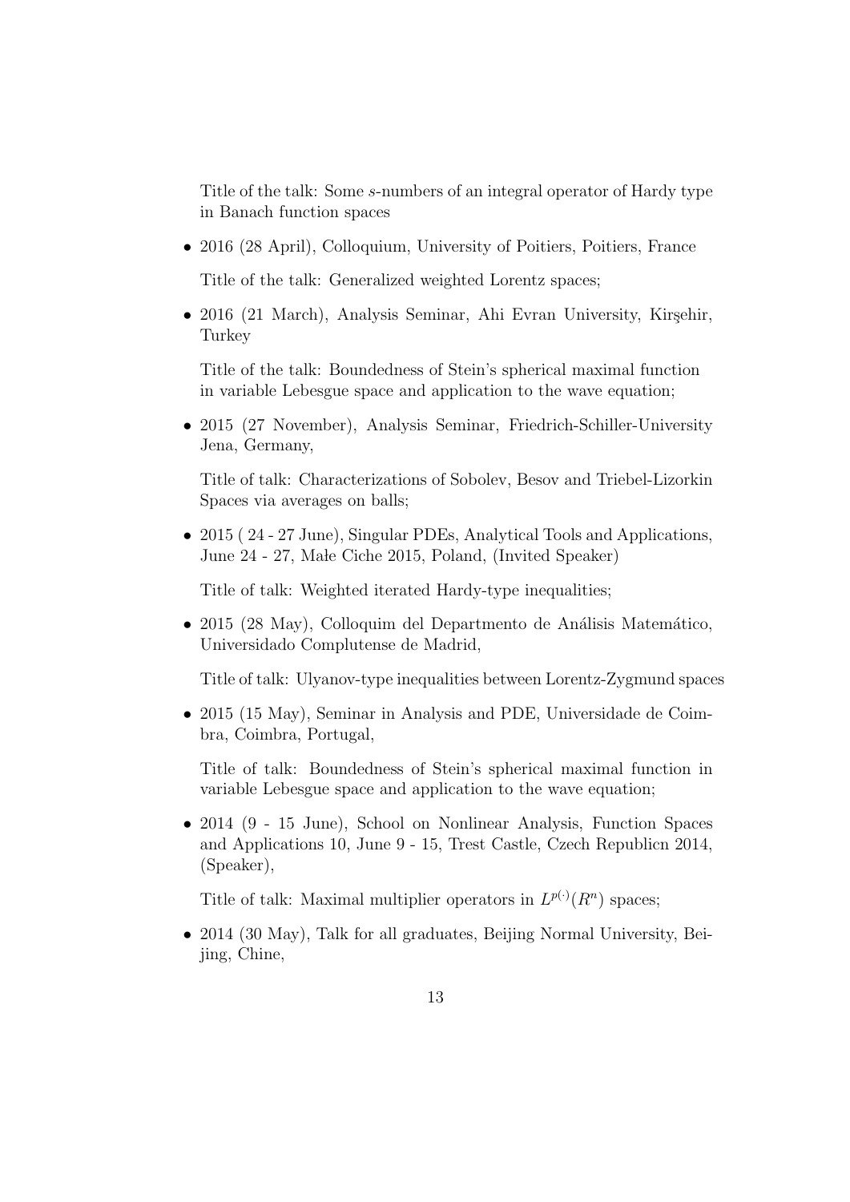Title of the talk: Some $s$-numbers of an integral operator of Hardy type in Banach function spaces

- 2016 (28 April), Colloquium, University of Poitiers, Poitiers, France

  Title of the talk: Generalized weighted Lorentz spaces;

- 2016 (21 March), Analysis Seminar, Ahi Evran University, Kirşehir, Turkey

  Title of the talk: Boundedness of Stein's spherical maximal function in variable Lebesgue space and application to the wave equation;

- 2015 (27 November), Analysis Seminar, Friedrich-Schiller-University Jena, Germany,

  Title of talk: Characterizations of Sobolev, Besov and Triebel-Lizorkin Spaces via averages on balls;

- 2015 ( 24 - 27 June), Singular PDEs, Analytical Tools and Applications, June 24 - 27, Małe Ciche 2015, Poland, (Invited Speaker)

  Title of talk: Weighted iterated Hardy-type inequalities;

- 2015 (28 May), Colloquim del Departmento de Análisis Matemático, Universidado Complutense de Madrid,

  Title of talk: Ulyanov-type inequalities between Lorentz-Zygmund spaces

- 2015 (15 May), Seminar in Analysis and PDE, Universidade de Coimbra, Coimbra, Portugal,

  Title of talk: Boundedness of Stein's spherical maximal function in variable Lebesgue space and application to the wave equation;

- 2014 (9 - 15 June), School on Nonlinear Analysis, Function Spaces and Applications 10, June 9 - 15, Trest Castle, Czech Republicn 2014, (Speaker),

  Title of talk: Maximal multiplier operators in $L^{p(\cdot)}(R^n)$ spaces;

- 2014 (30 May), Talk for all graduates, Beijing Normal University, Beijing, Chine,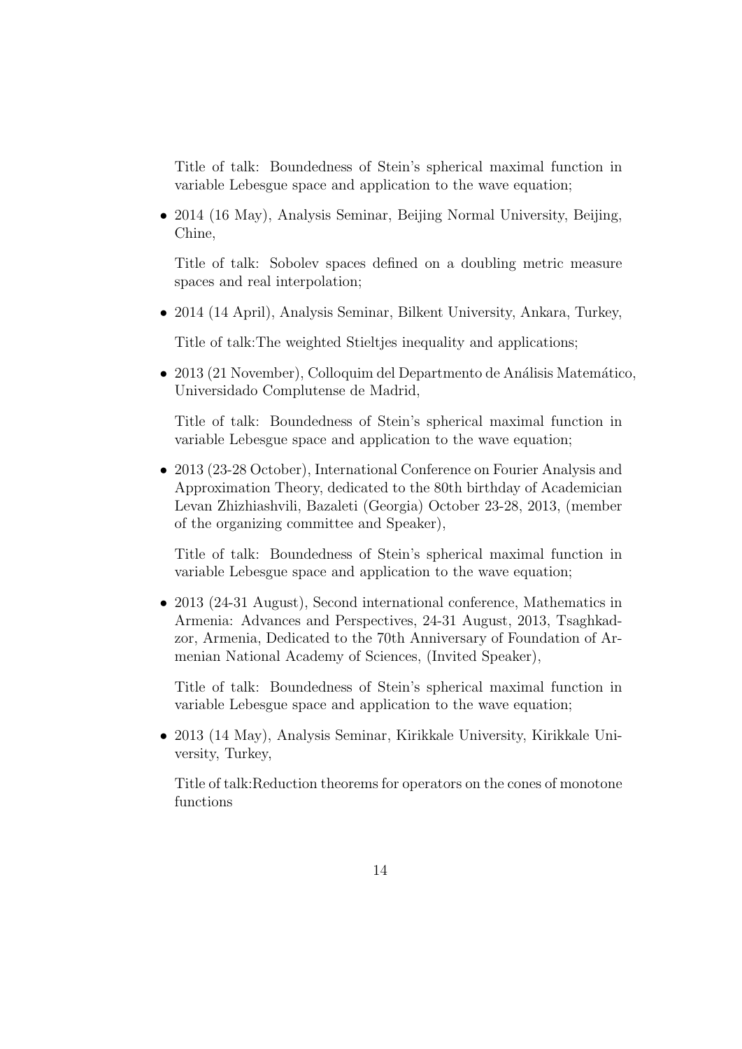Title of talk: Boundedness of Stein's spherical maximal function in variable Lebesgue space and application to the wave equation;

- 2014 (16 May), Analysis Seminar, Beijing Normal University, Beijing, Chine,

  Title of talk: Sobolev spaces defined on a doubling metric measure spaces and real interpolation;

- 2014 (14 April), Analysis Seminar, Bilkent University, Ankara, Turkey,

  Title of talk:The weighted Stieltjes inequality and applications;

- 2013 (21 November), Colloquim del Departmento de Análisis Matemático, Universidado Complutense de Madrid,

  Title of talk: Boundedness of Stein's spherical maximal function in variable Lebesgue space and application to the wave equation;

- 2013 (23-28 October), International Conference on Fourier Analysis and Approximation Theory, dedicated to the 80th birthday of Academician Levan Zhizhiashvili, Bazaleti (Georgia) October 23-28, 2013, (member of the organizing committee and Speaker),

  Title of talk: Boundedness of Stein's spherical maximal function in variable Lebesgue space and application to the wave equation;

- 2013 (24-31 August), Second international conference, Mathematics in Armenia: Advances and Perspectives, 24-31 August, 2013, Tsaghkadzor, Armenia, Dedicated to the 70th Anniversary of Foundation of Armenian National Academy of Sciences, (Invited Speaker),

  Title of talk: Boundedness of Stein's spherical maximal function in variable Lebesgue space and application to the wave equation;

- 2013 (14 May), Analysis Seminar, Kirikkale University, Kirikkale University, Turkey,

  Title of talk:Reduction theorems for operators on the cones of monotone functions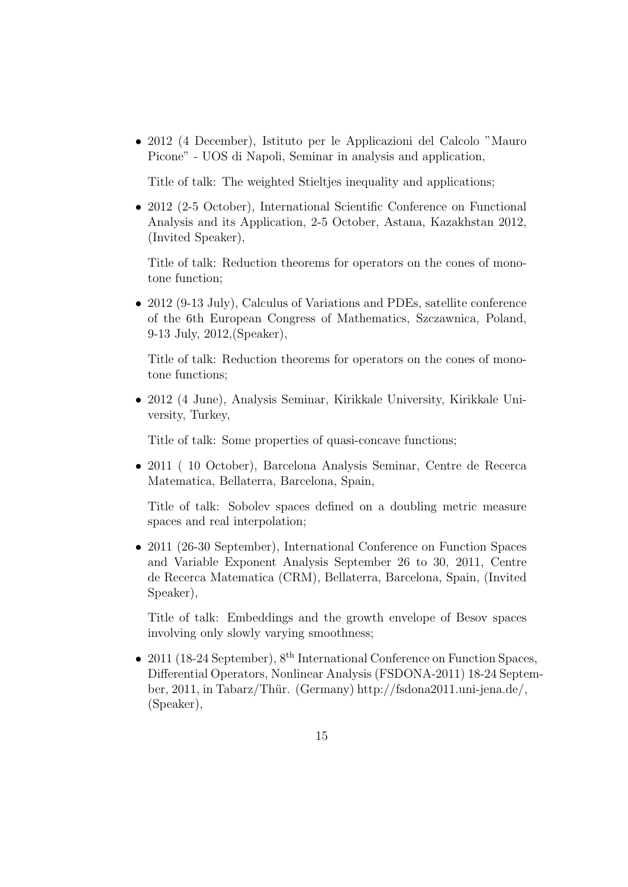- 2012 (4 December), Istituto per le Applicazioni del Calcolo "Mauro Picone" - UOS di Napoli, Seminar in analysis and application,

  Title of talk: The weighted Stieltjes inequality and applications;

- 2012 (2-5 October), International Scientific Conference on Functional Analysis and its Application, 2-5 October, Astana, Kazakhstan 2012, (Invited Speaker),

  Title of talk: Reduction theorems for operators on the cones of monotone function;

- 2012 (9-13 July), Calculus of Variations and PDEs, satellite conference of the 6th European Congress of Mathematics, Szczawnica, Poland, 9-13 July, 2012,(Speaker),

  Title of talk: Reduction theorems for operators on the cones of monotone functions;

- 2012 (4 June), Analysis Seminar, Kirikkale University, Kirikkale University, Turkey,

  Title of talk: Some properties of quasi-concave functions;

- 2011 ( 10 October), Barcelona Analysis Seminar, Centre de Recerca Matematica, Bellaterra, Barcelona, Spain,

  Title of talk: Sobolev spaces defined on a doubling metric measure spaces and real interpolation;

- 2011 (26-30 September), International Conference on Function Spaces and Variable Exponent Analysis September 26 to 30, 2011, Centre de Recerca Matematica (CRM), Bellaterra, Barcelona, Spain, (Invited Speaker),

  Title of talk: Embeddings and the growth envelope of Besov spaces involving only slowly varying smoothness;

- 2011 (18-24 September), 8$^{\text{th}}$ International Conference on Function Spaces, Differential Operators, Nonlinear Analysis (FSDONA-2011) 18-24 September, 2011, in Tabarz/Thür. (Germany) http://fsdona2011.uni-jena.de/, (Speaker),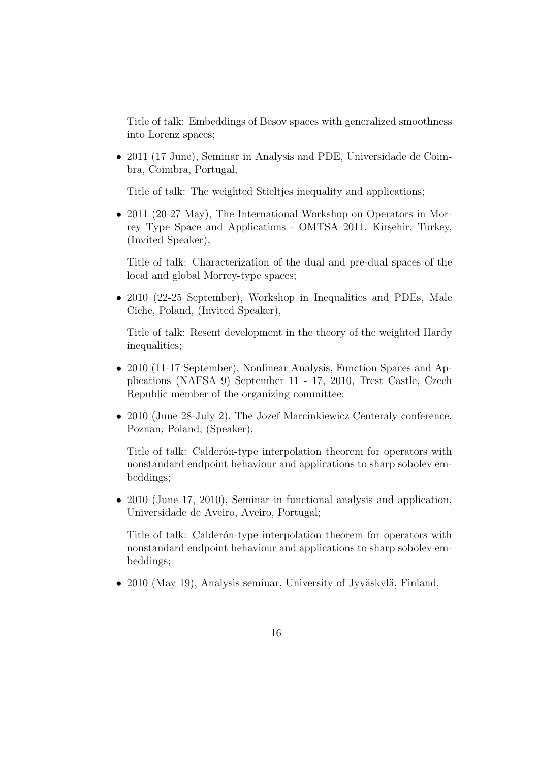Title of talk: Embeddings of Besov spaces with generalized smoothness into Lorenz spaces;

- 2011 (17 June), Seminar in Analysis and PDE, Universidade de Coimbra, Coimbra, Portugal,

  Title of talk: The weighted Stieltjes inequality and applications;

- 2011 (20-27 May), The International Workshop on Operators in Morrey Type Space and Applications - OMTSA 2011, Kirşehir, Turkey, (Invited Speaker),

  Title of talk: Characterization of the dual and pre-dual spaces of the local and global Morrey-type spaces;

- 2010 (22-25 September), Workshop in Inequalities and PDEs, Male Ciche, Poland, (Invited Speaker),

  Title of talk: Resent development in the theory of the weighted Hardy inequalities;

- 2010 (11-17 September), Nonlinear Analysis, Function Spaces and Applications (NAFSA 9) September 11 - 17, 2010, Trest Castle, Czech Republic member of the organizing committee;

- 2010 (June 28-July 2), The Jozef Marcinkiewicz Centeraly conference, Poznan, Poland, (Speaker),

  Title of talk: Calderón-type interpolation theorem for operators with nonstandard endpoint behaviour and applications to sharp sobolev embeddings;

- 2010 (June 17, 2010), Seminar in functional analysis and application, Universidade de Aveiro, Aveiro, Portugal;

  Title of talk: Calderón-type interpolation theorem for operators with nonstandard endpoint behaviour and applications to sharp sobolev embeddings;

- 2010 (May 19), Analysis seminar, University of Jyväskylä, Finland,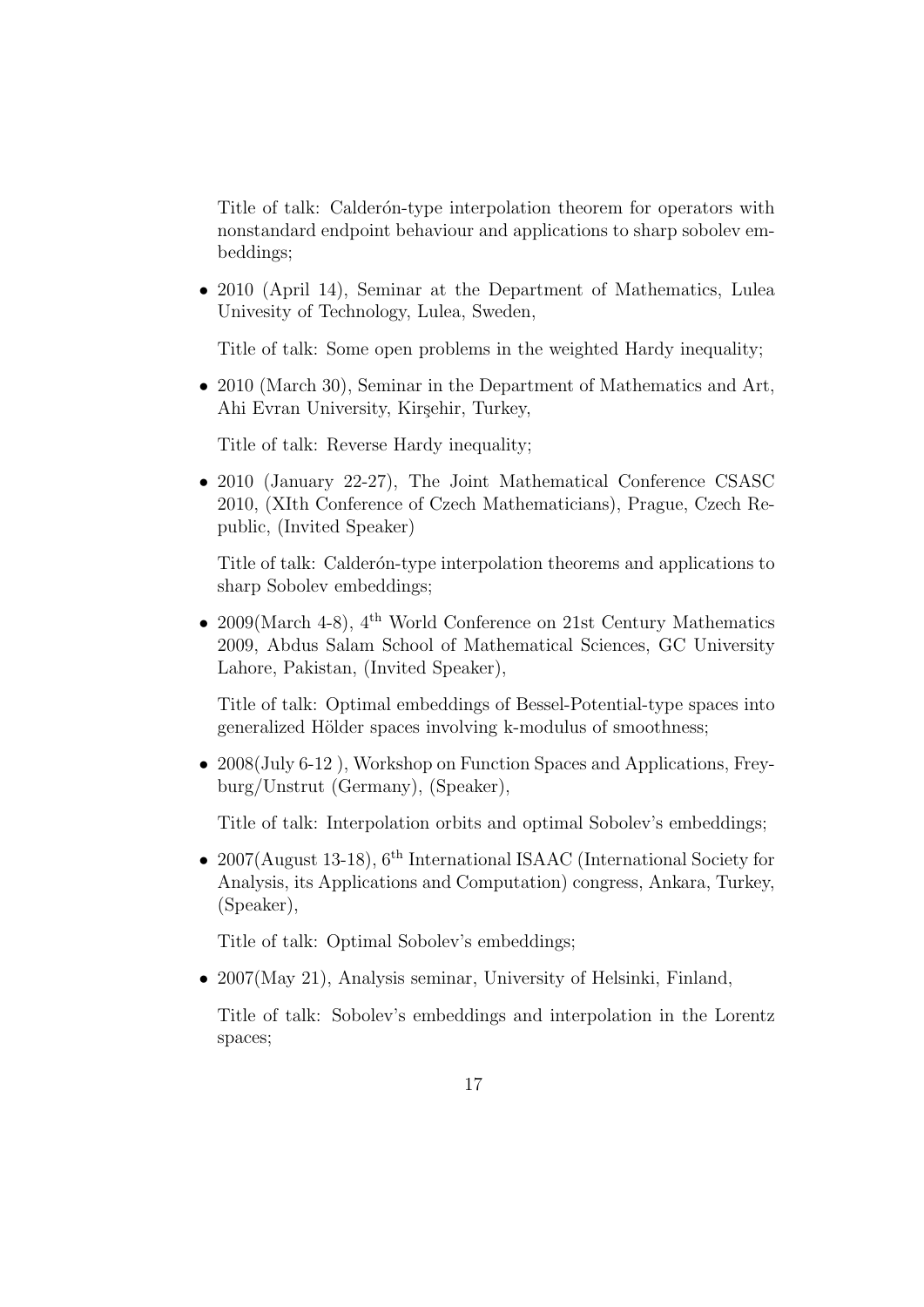Title of talk: Calderón-type interpolation theorem for operators with nonstandard endpoint behaviour and applications to sharp sobolev embeddings;

- 2010 (April 14), Seminar at the Department of Mathematics, Lulea Univesity of Technology, Lulea, Sweden,

  Title of talk: Some open problems in the weighted Hardy inequality;

- 2010 (March 30), Seminar in the Department of Mathematics and Art, Ahi Evran University, Kirşehir, Turkey,

  Title of talk: Reverse Hardy inequality;

- 2010 (January 22-27), The Joint Mathematical Conference CSASC 2010, (XIth Conference of Czech Mathematicians), Prague, Czech Republic, (Invited Speaker)

  Title of talk: Calderón-type interpolation theorems and applications to sharp Sobolev embeddings;

- 2009(March 4-8), $4^{\text{th}}$ World Conference on 21st Century Mathematics 2009, Abdus Salam School of Mathematical Sciences, GC University Lahore, Pakistan, (Invited Speaker),

  Title of talk: Optimal embeddings of Bessel-Potential-type spaces into generalized Hölder spaces involving k-modulus of smoothness;

- 2008(July 6-12 ), Workshop on Function Spaces and Applications, Freyburg/Unstrut (Germany), (Speaker),

  Title of talk: Interpolation orbits and optimal Sobolev's embeddings;

- 2007(August 13-18), $6^{\text{th}}$ International ISAAC (International Society for Analysis, its Applications and Computation) congress, Ankara, Turkey, (Speaker),

  Title of talk: Optimal Sobolev's embeddings;

- 2007(May 21), Analysis seminar, University of Helsinki, Finland,

  Title of talk: Sobolev's embeddings and interpolation in the Lorentz spaces;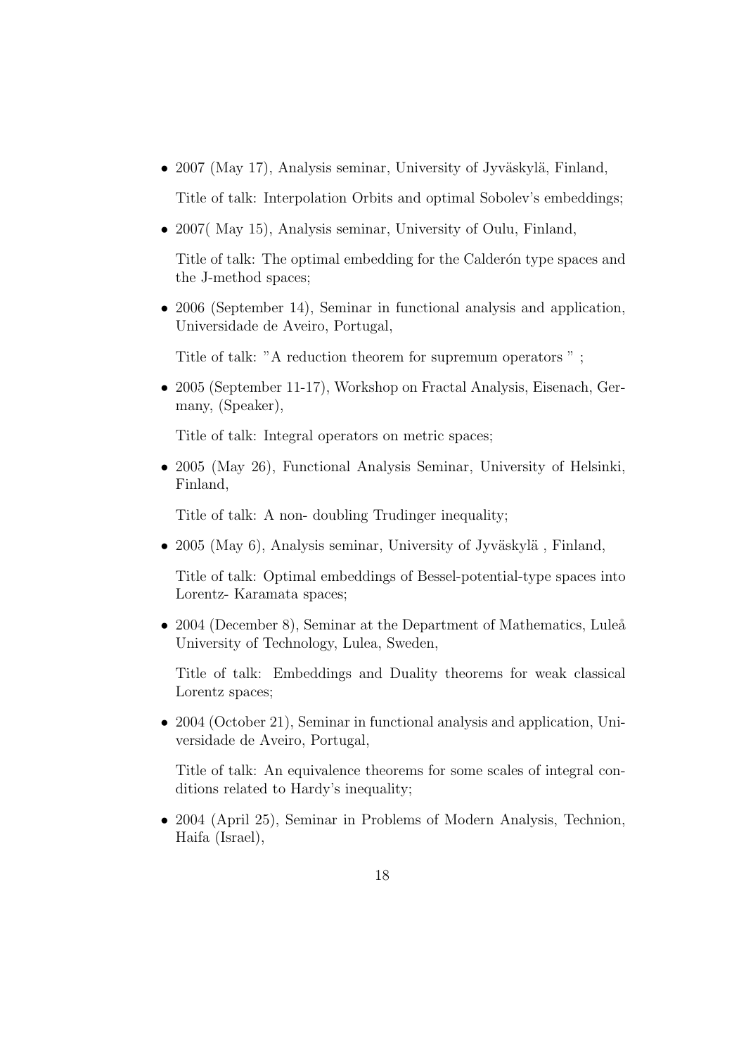- 2007 (May 17), Analysis seminar, University of Jyväskylä, Finland,

  Title of talk: Interpolation Orbits and optimal Sobolev's embeddings;

- 2007( May 15), Analysis seminar, University of Oulu, Finland,

  Title of talk: The optimal embedding for the Calderón type spaces and the J-method spaces;

- 2006 (September 14), Seminar in functional analysis and application, Universidade de Aveiro, Portugal,

  Title of talk: "A reduction theorem for supremum operators " ;

- 2005 (September 11-17), Workshop on Fractal Analysis, Eisenach, Germany, (Speaker),

  Title of talk: Integral operators on metric spaces;

- 2005 (May 26), Functional Analysis Seminar, University of Helsinki, Finland,

  Title of talk: A non- doubling Trudinger inequality;

- 2005 (May 6), Analysis seminar, University of Jyväskylä , Finland,

  Title of talk: Optimal embeddings of Bessel-potential-type spaces into Lorentz- Karamata spaces;

- 2004 (December 8), Seminar at the Department of Mathematics, Luleå University of Technology, Lulea, Sweden,

  Title of talk: Embeddings and Duality theorems for weak classical Lorentz spaces;

- 2004 (October 21), Seminar in functional analysis and application, Universidade de Aveiro, Portugal,

  Title of talk: An equivalence theorems for some scales of integral conditions related to Hardy's inequality;

- 2004 (April 25), Seminar in Problems of Modern Analysis, Technion, Haifa (Israel),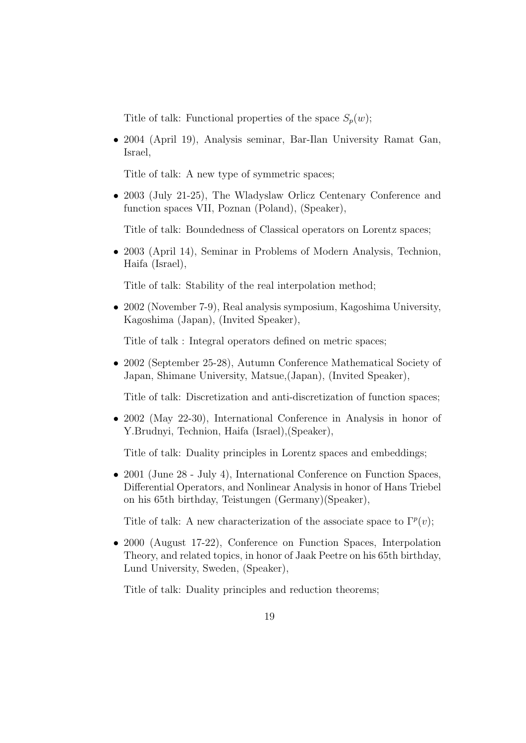Title of talk: Functional properties of the space $S_p(w)$;

- 2004 (April 19), Analysis seminar, Bar-Ilan University Ramat Gan, Israel,

  Title of talk: A new type of symmetric spaces;

- 2003 (July 21-25), The Wladyslaw Orlicz Centenary Conference and function spaces VII, Poznan (Poland), (Speaker),

  Title of talk: Boundedness of Classical operators on Lorentz spaces;

- 2003 (April 14), Seminar in Problems of Modern Analysis, Technion, Haifa (Israel),

  Title of talk: Stability of the real interpolation method;

- 2002 (November 7-9), Real analysis symposium, Kagoshima University, Kagoshima (Japan), (Invited Speaker),

  Title of talk : Integral operators defined on metric spaces;

- 2002 (September 25-28), Autumn Conference Mathematical Society of Japan, Shimane University, Matsue,(Japan), (Invited Speaker),

  Title of talk: Discretization and anti-discretization of function spaces;

- 2002 (May 22-30), International Conference in Analysis in honor of Y.Brudnyi, Technion, Haifa (Israel),(Speaker),

  Title of talk: Duality principles in Lorentz spaces and embeddings;

- 2001 (June 28 - July 4), International Conference on Function Spaces, Differential Operators, and Nonlinear Analysis in honor of Hans Triebel on his 65th birthday, Teistungen (Germany)(Speaker),

  Title of talk: A new characterization of the associate space to $\Gamma^p(v)$;

- 2000 (August 17-22), Conference on Function Spaces, Interpolation Theory, and related topics, in honor of Jaak Peetre on his 65th birthday, Lund University, Sweden, (Speaker),

  Title of talk: Duality principles and reduction theorems;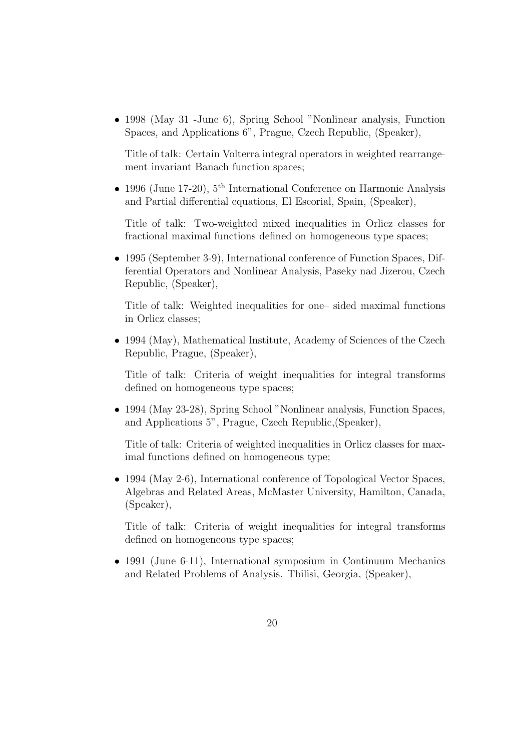- 1998 (May 31 -June 6), Spring School "Nonlinear analysis, Function Spaces, and Applications 6", Prague, Czech Republic, (Speaker),

  Title of talk: Certain Volterra integral operators in weighted rearrangement invariant Banach function spaces;

- 1996 (June 17-20), $5^{\text{th}}$ International Conference on Harmonic Analysis and Partial differential equations, El Escorial, Spain, (Speaker),

  Title of talk: Two-weighted mixed inequalities in Orlicz classes for fractional maximal functions defined on homogeneous type spaces;

- 1995 (September 3-9), International conference of Function Spaces, Differential Operators and Nonlinear Analysis, Paseky nad Jizerou, Czech Republic, (Speaker),

  Title of talk: Weighted inequalities for one– sided maximal functions in Orlicz classes;

- 1994 (May), Mathematical Institute, Academy of Sciences of the Czech Republic, Prague, (Speaker),

  Title of talk: Criteria of weight inequalities for integral transforms defined on homogeneous type spaces;

- 1994 (May 23-28), Spring School "Nonlinear analysis, Function Spaces, and Applications 5", Prague, Czech Republic,(Speaker),

  Title of talk: Criteria of weighted inequalities in Orlicz classes for maximal functions defined on homogeneous type;

- 1994 (May 2-6), International conference of Topological Vector Spaces, Algebras and Related Areas, McMaster University, Hamilton, Canada, (Speaker),

  Title of talk: Criteria of weight inequalities for integral transforms defined on homogeneous type spaces;

- 1991 (June 6-11), International symposium in Continuum Mechanics and Related Problems of Analysis. Tbilisi, Georgia, (Speaker),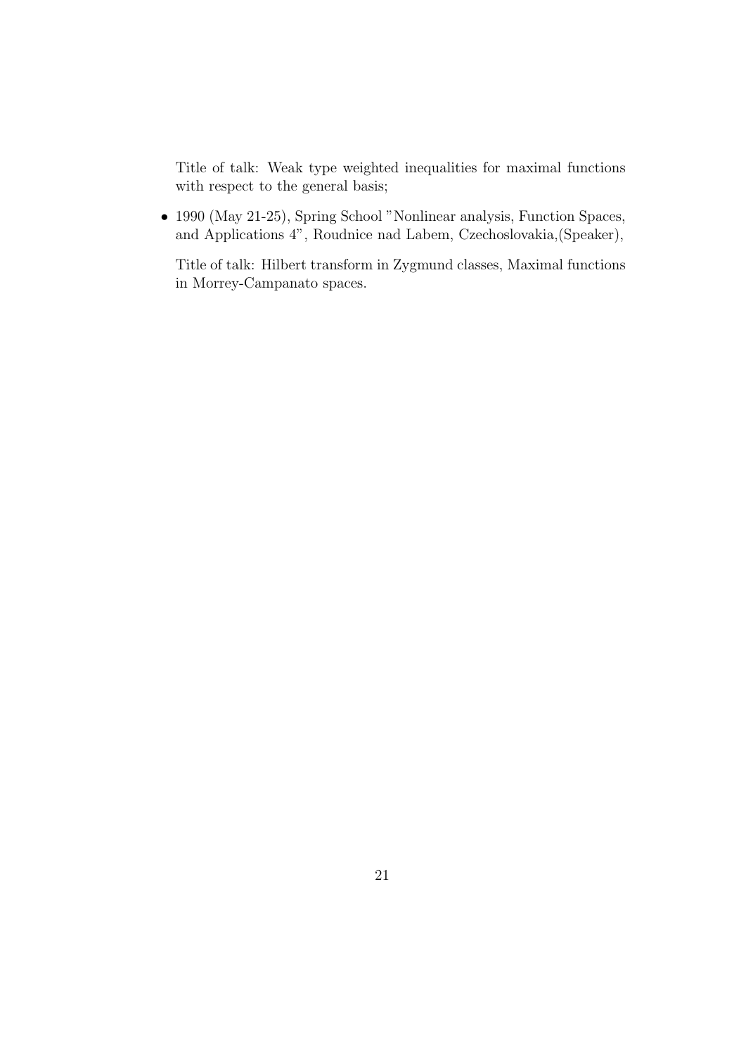Title of talk: Weak type weighted inequalities for maximal functions with respect to the general basis;

- 1990 (May 21-25), Spring School "Nonlinear analysis, Function Spaces, and Applications 4", Roudnice nad Labem, Czechoslovakia,(Speaker),

  Title of talk: Hilbert transform in Zygmund classes, Maximal functions in Morrey-Campanato spaces.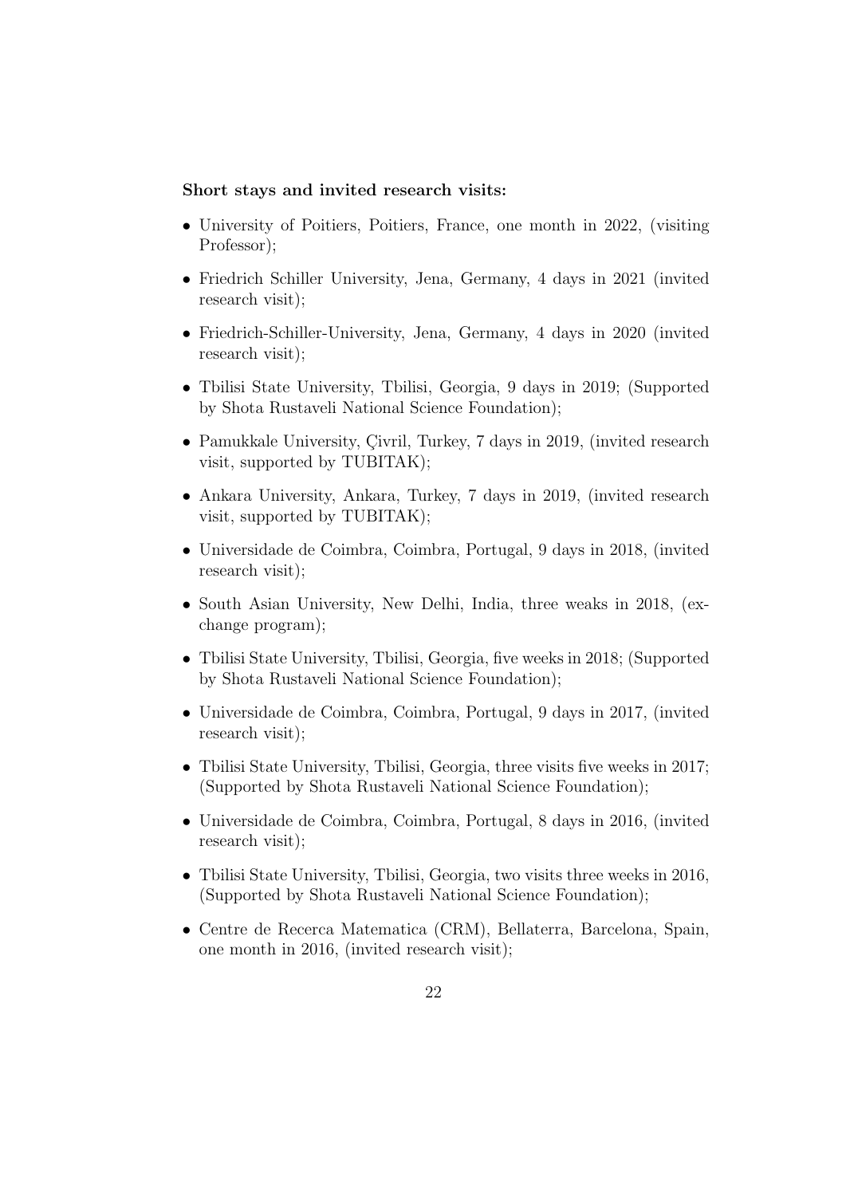**Short stays and invited research visits:**

- University of Poitiers, Poitiers, France, one month in 2022, (visiting Professor);
- Friedrich Schiller University, Jena, Germany, 4 days in 2021 (invited research visit);
- Friedrich-Schiller-University, Jena, Germany, 4 days in 2020 (invited research visit);
- Tbilisi State University, Tbilisi, Georgia, 9 days in 2019; (Supported by Shota Rustaveli National Science Foundation);
- Pamukkale University, Çivril, Turkey, 7 days in 2019, (invited research visit, supported by TUBITAK);
- Ankara University, Ankara, Turkey, 7 days in 2019, (invited research visit, supported by TUBITAK);
- Universidade de Coimbra, Coimbra, Portugal, 9 days in 2018, (invited research visit);
- South Asian University, New Delhi, India, three weaks in 2018, (exchange program);
- Tbilisi State University, Tbilisi, Georgia, five weeks in 2018; (Supported by Shota Rustaveli National Science Foundation);
- Universidade de Coimbra, Coimbra, Portugal, 9 days in 2017, (invited research visit);
- Tbilisi State University, Tbilisi, Georgia, three visits five weeks in 2017; (Supported by Shota Rustaveli National Science Foundation);
- Universidade de Coimbra, Coimbra, Portugal, 8 days in 2016, (invited research visit);
- Tbilisi State University, Tbilisi, Georgia, two visits three weeks in 2016, (Supported by Shota Rustaveli National Science Foundation);
- Centre de Recerca Matematica (CRM), Bellaterra, Barcelona, Spain, one month in 2016, (invited research visit);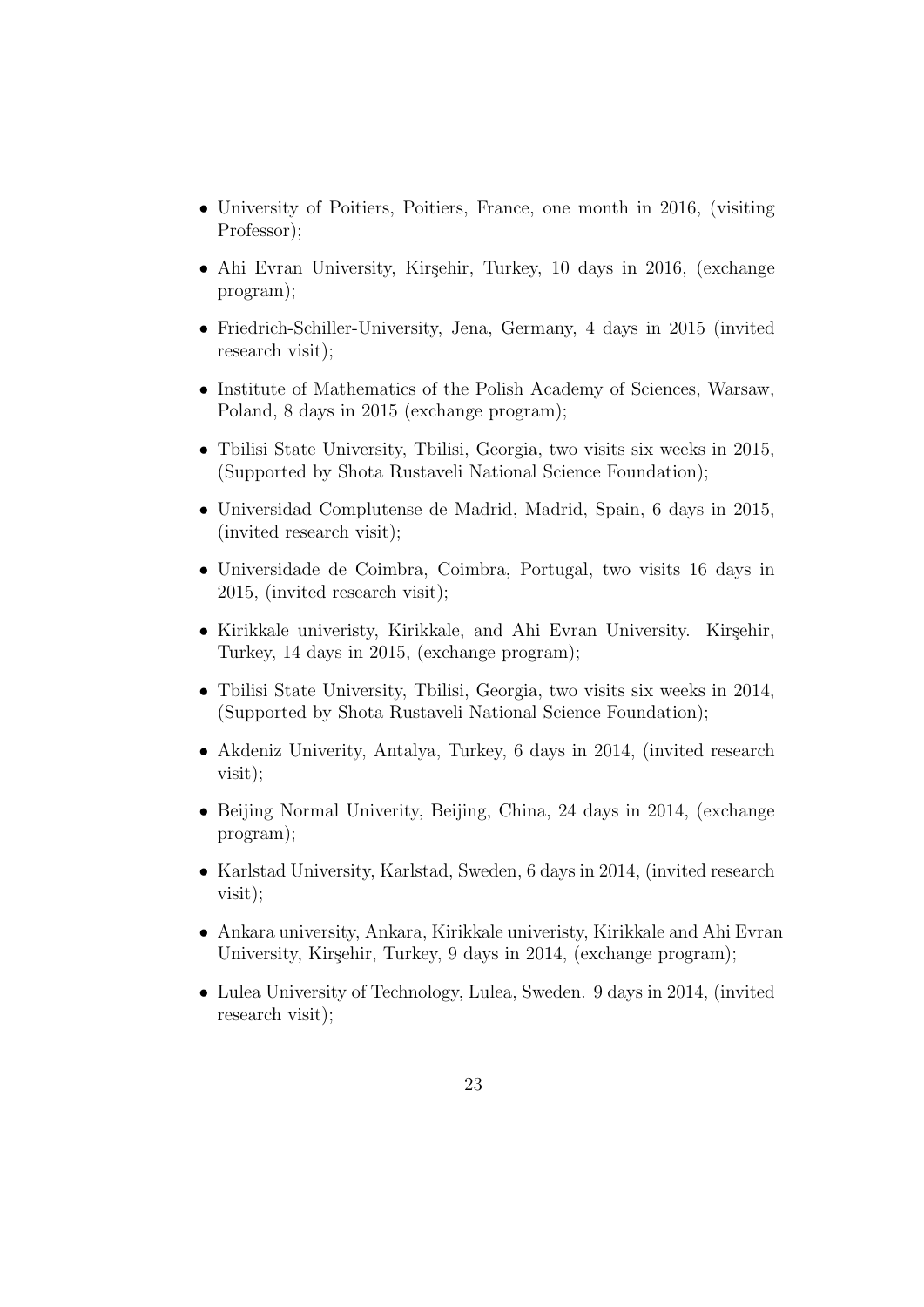- University of Poitiers, Poitiers, France, one month in 2016, (visiting Professor);
- Ahi Evran University, Kirşehir, Turkey, 10 days in 2016, (exchange program);
- Friedrich-Schiller-University, Jena, Germany, 4 days in 2015 (invited research visit);
- Institute of Mathematics of the Polish Academy of Sciences, Warsaw, Poland, 8 days in 2015 (exchange program);
- Tbilisi State University, Tbilisi, Georgia, two visits six weeks in 2015, (Supported by Shota Rustaveli National Science Foundation);
- Universidad Complutense de Madrid, Madrid, Spain, 6 days in 2015, (invited research visit);
- Universidade de Coimbra, Coimbra, Portugal, two visits 16 days in 2015, (invited research visit);
- Kirikkale univeristy, Kirikkale, and Ahi Evran University. Kirşehir, Turkey, 14 days in 2015, (exchange program);
- Tbilisi State University, Tbilisi, Georgia, two visits six weeks in 2014, (Supported by Shota Rustaveli National Science Foundation);
- Akdeniz Univerity, Antalya, Turkey, 6 days in 2014, (invited research visit);
- Beijing Normal Univerity, Beijing, China, 24 days in 2014, (exchange program);
- Karlstad University, Karlstad, Sweden, 6 days in 2014, (invited research visit);
- Ankara university, Ankara, Kirikkale univeristy, Kirikkale and Ahi Evran University, Kirşehir, Turkey, 9 days in 2014, (exchange program);
- Lulea University of Technology, Lulea, Sweden. 9 days in 2014, (invited research visit);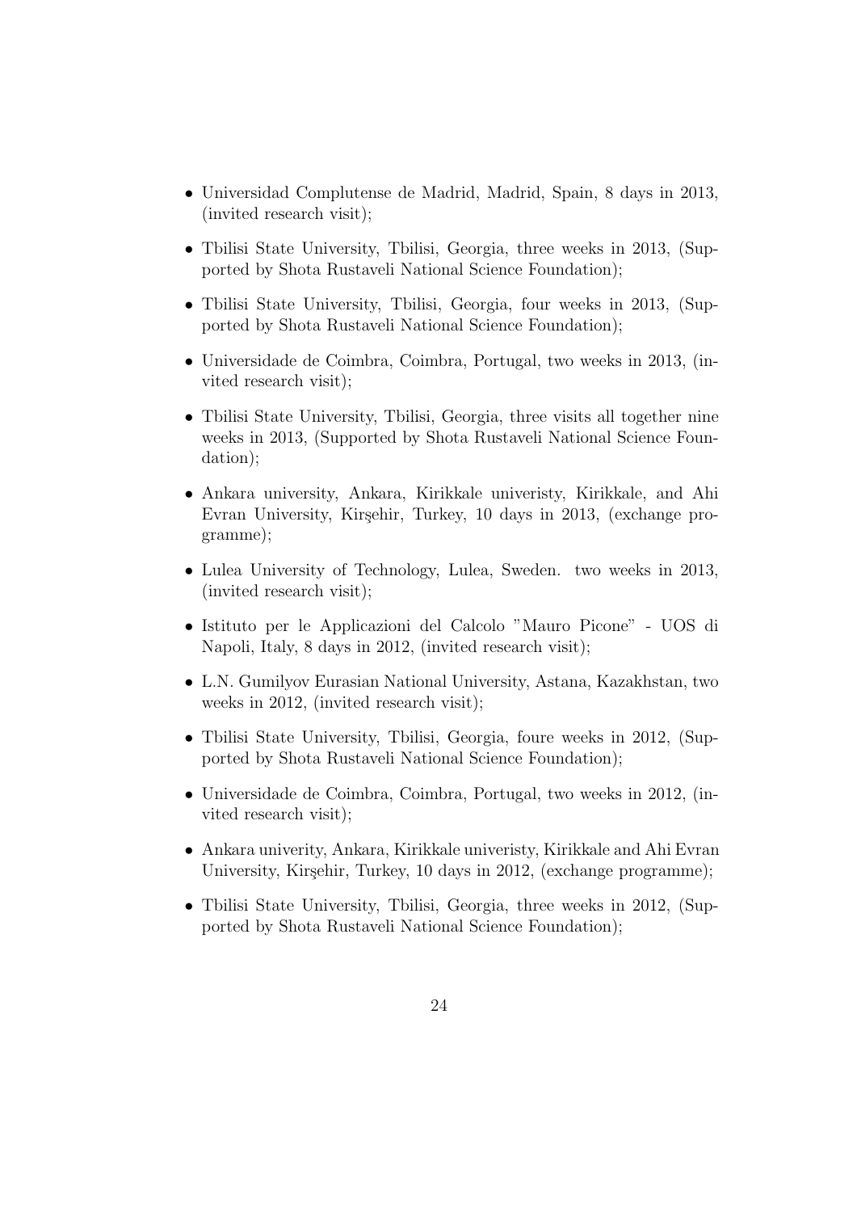- Universidad Complutense de Madrid, Madrid, Spain, 8 days in 2013, (invited research visit);
- Tbilisi State University, Tbilisi, Georgia, three weeks in 2013, (Supported by Shota Rustaveli National Science Foundation);
- Tbilisi State University, Tbilisi, Georgia, four weeks in 2013, (Supported by Shota Rustaveli National Science Foundation);
- Universidade de Coimbra, Coimbra, Portugal, two weeks in 2013, (invited research visit);
- Tbilisi State University, Tbilisi, Georgia, three visits all together nine weeks in 2013, (Supported by Shota Rustaveli National Science Foundation);
- Ankara university, Ankara, Kirikkale univeristy, Kirikkale, and Ahi Evran University, Kirşehir, Turkey, 10 days in 2013, (exchange programme);
- Lulea University of Technology, Lulea, Sweden. two weeks in 2013, (invited research visit);
- Istituto per le Applicazioni del Calcolo "Mauro Picone" - UOS di Napoli, Italy, 8 days in 2012, (invited research visit);
- L.N. Gumilyov Eurasian National University, Astana, Kazakhstan, two weeks in 2012, (invited research visit);
- Tbilisi State University, Tbilisi, Georgia, foure weeks in 2012, (Supported by Shota Rustaveli National Science Foundation);
- Universidade de Coimbra, Coimbra, Portugal, two weeks in 2012, (invited research visit);
- Ankara univerity, Ankara, Kirikkale univeristy, Kirikkale and Ahi Evran University, Kirşehir, Turkey, 10 days in 2012, (exchange programme);
- Tbilisi State University, Tbilisi, Georgia, three weeks in 2012, (Supported by Shota Rustaveli National Science Foundation);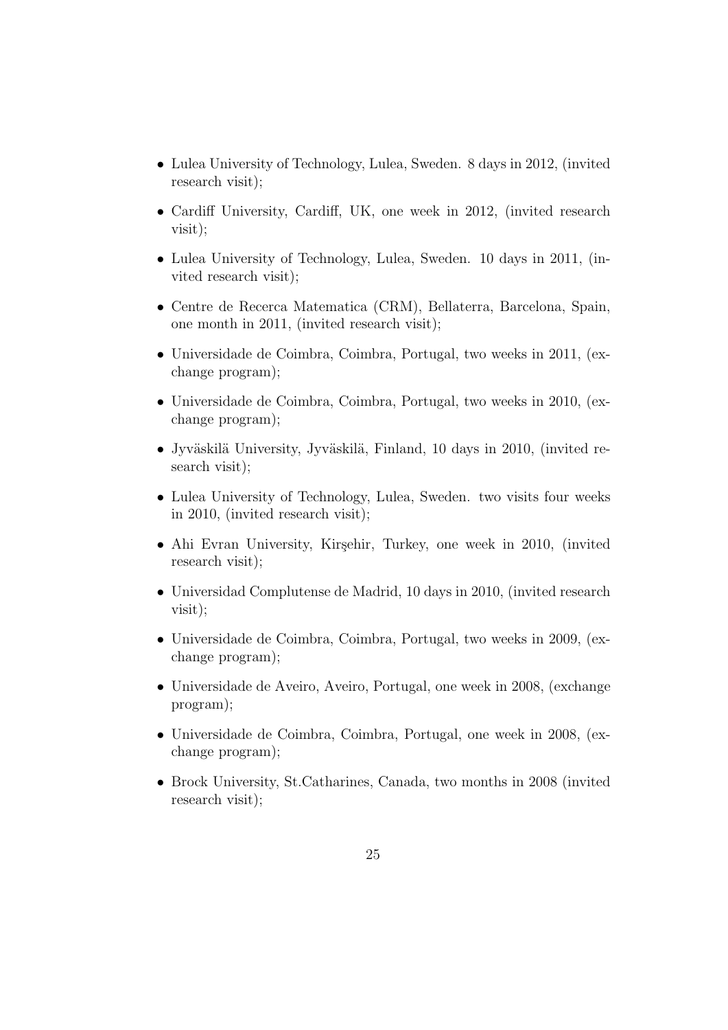- Lulea University of Technology, Lulea, Sweden. 8 days in 2012, (invited research visit);
- Cardiff University, Cardiff, UK, one week in 2012, (invited research visit);
- Lulea University of Technology, Lulea, Sweden. 10 days in 2011, (invited research visit);
- Centre de Recerca Matematica (CRM), Bellaterra, Barcelona, Spain, one month in 2011, (invited research visit);
- Universidade de Coimbra, Coimbra, Portugal, two weeks in 2011, (exchange program);
- Universidade de Coimbra, Coimbra, Portugal, two weeks in 2010, (exchange program);
- Jyväskilä University, Jyväskilä, Finland, 10 days in 2010, (invited research visit);
- Lulea University of Technology, Lulea, Sweden. two visits four weeks in 2010, (invited research visit);
- Ahi Evran University, Kirşehir, Turkey, one week in 2010, (invited research visit);
- Universidad Complutense de Madrid, 10 days in 2010, (invited research visit);
- Universidade de Coimbra, Coimbra, Portugal, two weeks in 2009, (exchange program);
- Universidade de Aveiro, Aveiro, Portugal, one week in 2008, (exchange program);
- Universidade de Coimbra, Coimbra, Portugal, one week in 2008, (exchange program);
- Brock University, St.Catharines, Canada, two months in 2008 (invited research visit);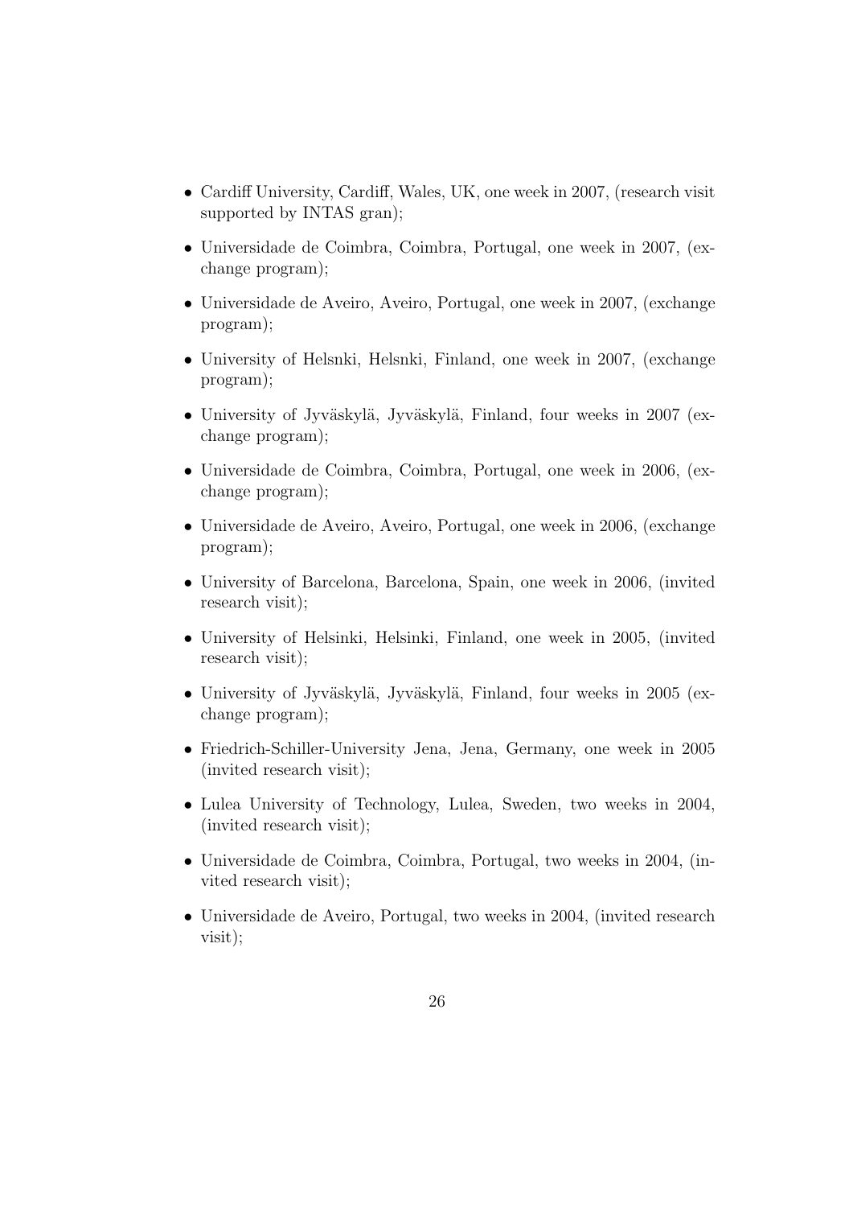- Cardiff University, Cardiff, Wales, UK, one week in 2007, (research visit supported by INTAS gran);
- Universidade de Coimbra, Coimbra, Portugal, one week in 2007, (exchange program);
- Universidade de Aveiro, Aveiro, Portugal, one week in 2007, (exchange program);
- University of Helsnki, Helsnki, Finland, one week in 2007, (exchange program);
- University of Jyväskylä, Jyväskylä, Finland, four weeks in 2007 (exchange program);
- Universidade de Coimbra, Coimbra, Portugal, one week in 2006, (exchange program);
- Universidade de Aveiro, Aveiro, Portugal, one week in 2006, (exchange program);
- University of Barcelona, Barcelona, Spain, one week in 2006, (invited research visit);
- University of Helsinki, Helsinki, Finland, one week in 2005, (invited research visit);
- University of Jyväskylä, Jyväskylä, Finland, four weeks in 2005 (exchange program);
- Friedrich-Schiller-University Jena, Jena, Germany, one week in 2005 (invited research visit);
- Lulea University of Technology, Lulea, Sweden, two weeks in 2004, (invited research visit);
- Universidade de Coimbra, Coimbra, Portugal, two weeks in 2004, (invited research visit);
- Universidade de Aveiro, Portugal, two weeks in 2004, (invited research visit);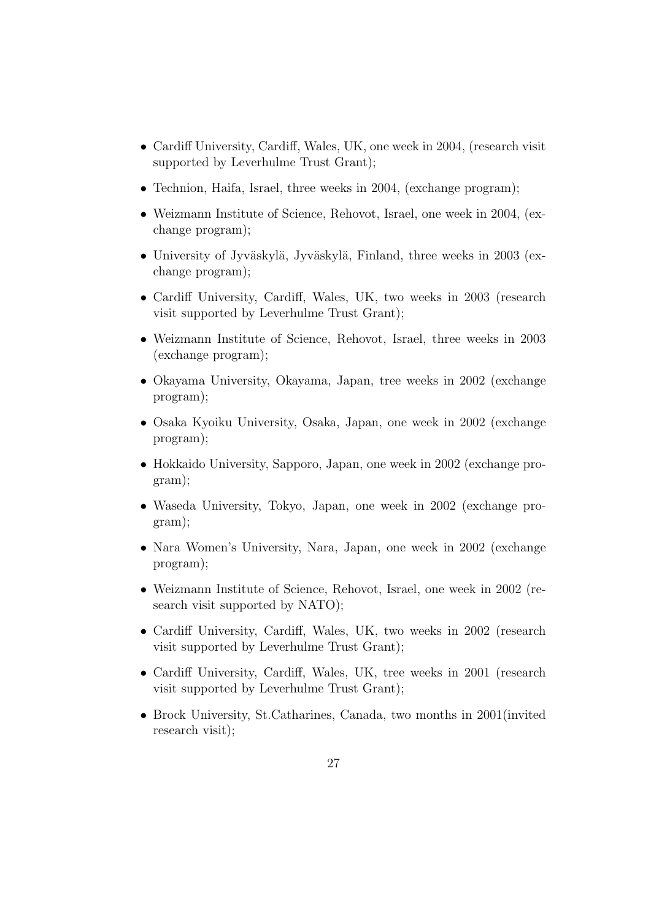- Cardiff University, Cardiff, Wales, UK, one week in 2004, (research visit supported by Leverhulme Trust Grant);
- Technion, Haifa, Israel, three weeks in 2004, (exchange program);
- Weizmann Institute of Science, Rehovot, Israel, one week in 2004, (exchange program);
- University of Jyväskylä, Jyväskylä, Finland, three weeks in 2003 (exchange program);
- Cardiff University, Cardiff, Wales, UK, two weeks in 2003 (research visit supported by Leverhulme Trust Grant);
- Weizmann Institute of Science, Rehovot, Israel, three weeks in 2003 (exchange program);
- Okayama University, Okayama, Japan, tree weeks in 2002 (exchange program);
- Osaka Kyoiku University, Osaka, Japan, one week in 2002 (exchange program);
- Hokkaido University, Sapporo, Japan, one week in 2002 (exchange program);
- Waseda University, Tokyo, Japan, one week in 2002 (exchange program);
- Nara Women's University, Nara, Japan, one week in 2002 (exchange program);
- Weizmann Institute of Science, Rehovot, Israel, one week in 2002 (research visit supported by NATO);
- Cardiff University, Cardiff, Wales, UK, two weeks in 2002 (research visit supported by Leverhulme Trust Grant);
- Cardiff University, Cardiff, Wales, UK, tree weeks in 2001 (research visit supported by Leverhulme Trust Grant);
- Brock University, St.Catharines, Canada, two months in 2001(invited research visit);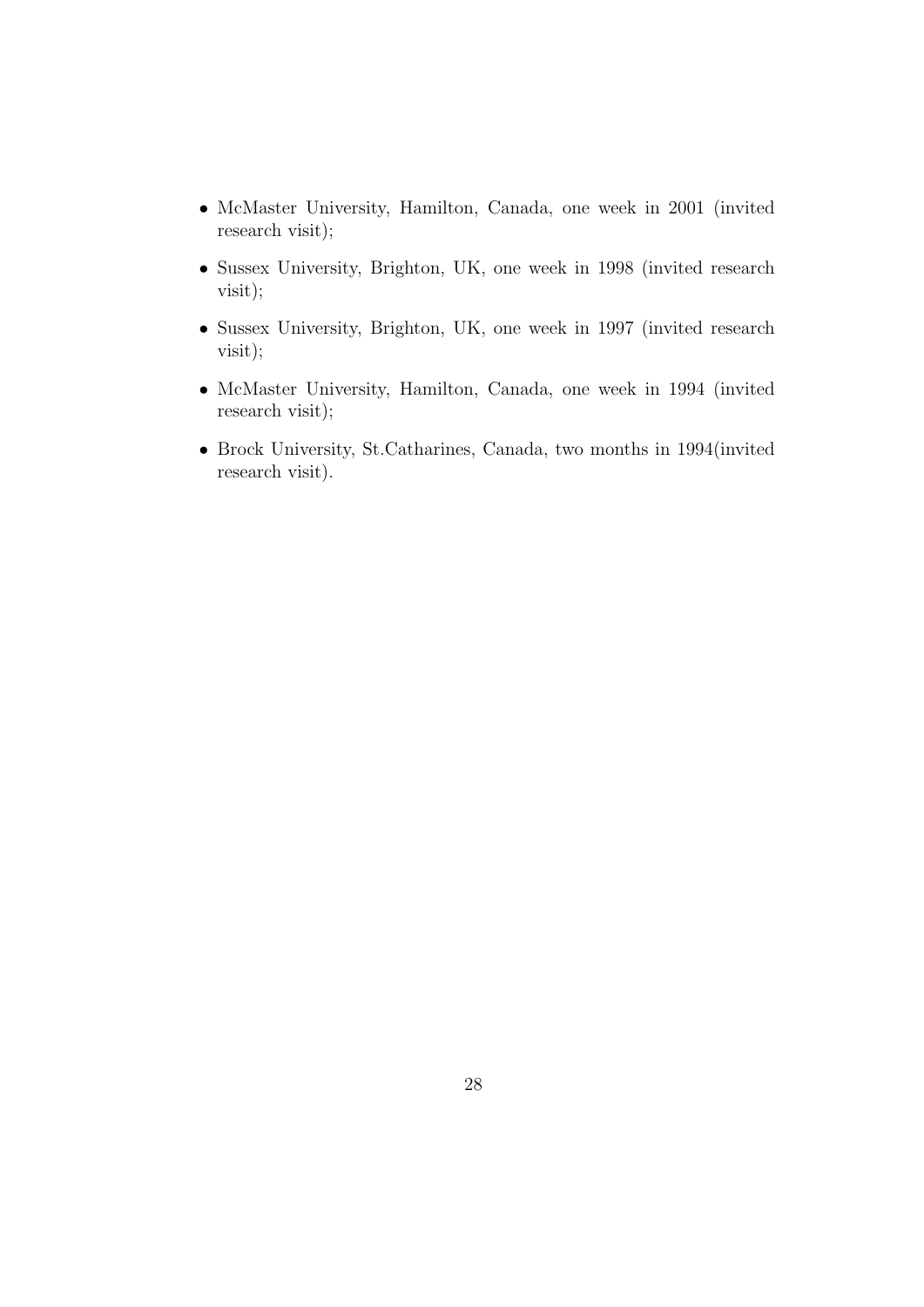- McMaster University, Hamilton, Canada, one week in 2001 (invited research visit);
- Sussex University, Brighton, UK, one week in 1998 (invited research visit);
- Sussex University, Brighton, UK, one week in 1997 (invited research visit);
- McMaster University, Hamilton, Canada, one week in 1994 (invited research visit);
- Brock University, St.Catharines, Canada, two months in 1994(invited research visit).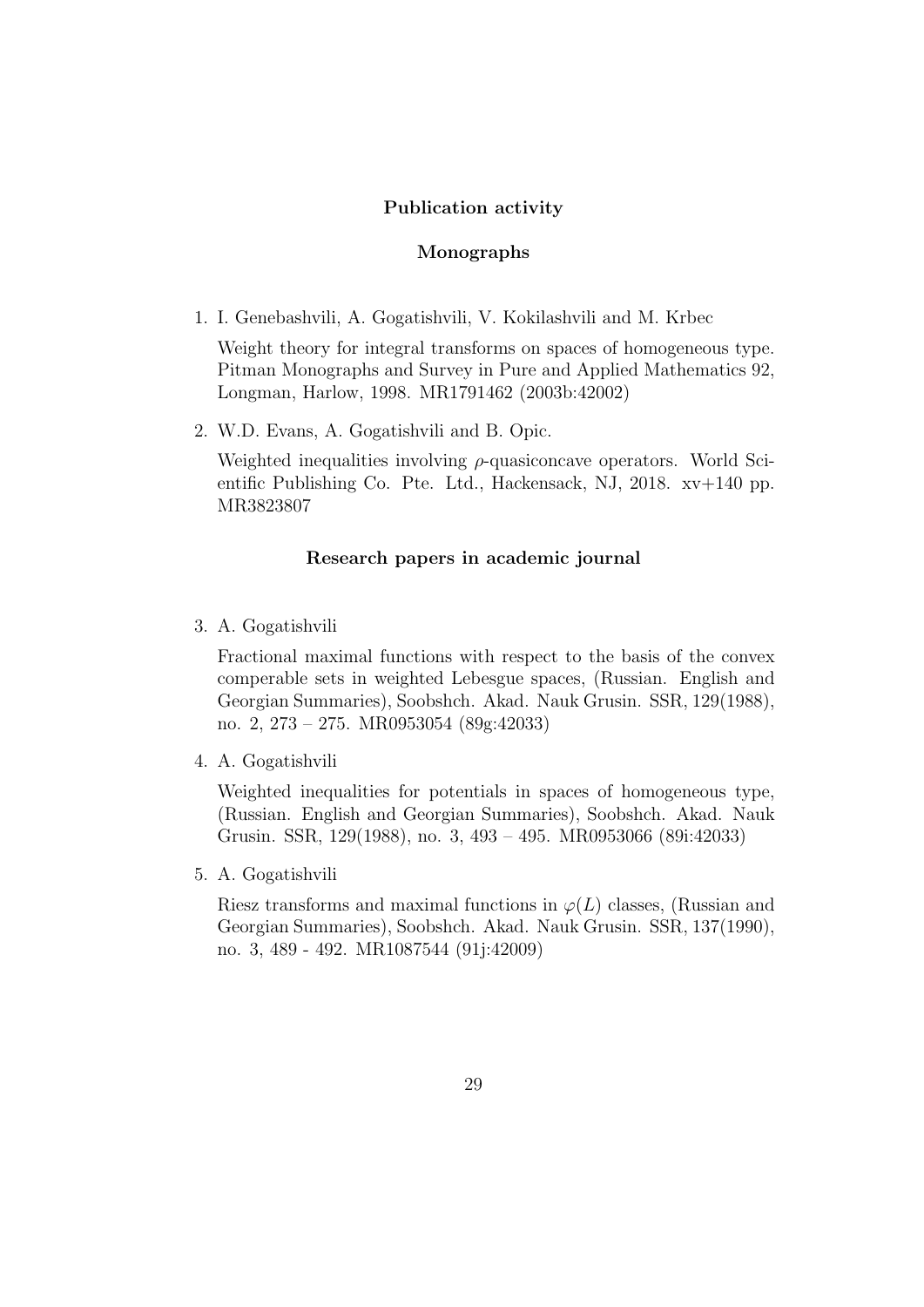## Publication activity

### Monographs

1. I. Genebashvili, A. Gogatishvili, V. Kokilashvili and M. Krbec

   Weight theory for integral transforms on spaces of homogeneous type. Pitman Monographs and Survey in Pure and Applied Mathematics 92, Longman, Harlow, 1998. MR1791462 (2003b:42002)

2. W.D. Evans, A. Gogatishvili and B. Opic.

   Weighted inequalities involving $\rho$-quasiconcave operators. World Scientific Publishing Co. Pte. Ltd., Hackensack, NJ, 2018. xv+140 pp. MR3823807

### Research papers in academic journal

3. A. Gogatishvili

   Fractional maximal functions with respect to the basis of the convex comperable sets in weighted Lebesgue spaces, (Russian. English and Georgian Summaries), Soobshch. Akad. Nauk Grusin. SSR, 129(1988), no. 2, 273 – 275. MR0953054 (89g:42033)

4. A. Gogatishvili

   Weighted inequalities for potentials in spaces of homogeneous type, (Russian. English and Georgian Summaries), Soobshch. Akad. Nauk Grusin. SSR, 129(1988), no. 3, 493 – 495. MR0953066 (89i:42033)

5. A. Gogatishvili

   Riesz transforms and maximal functions in $\varphi(L)$ classes, (Russian and Georgian Summaries), Soobshch. Akad. Nauk Grusin. SSR, 137(1990), no. 3, 489 - 492. MR1087544 (91j:42009)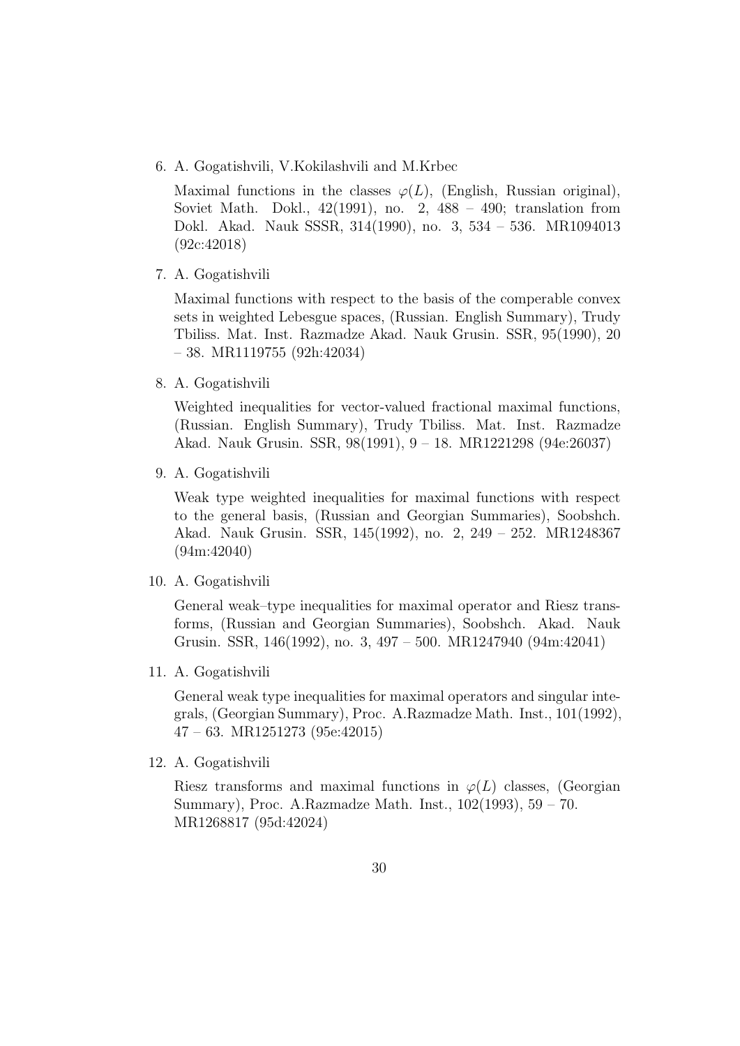6. A. Gogatishvili, V.Kokilashvili and M.Krbec

   Maximal functions in the classes $\varphi(L)$, (English, Russian original), Soviet Math. Dokl., 42(1991), no. 2, 488 – 490; translation from Dokl. Akad. Nauk SSSR, 314(1990), no. 3, 534 – 536. MR1094013 (92c:42018)

7. A. Gogatishvili

   Maximal functions with respect to the basis of the comperable convex sets in weighted Lebesgue spaces, (Russian. English Summary), Trudy Tbiliss. Mat. Inst. Razmadze Akad. Nauk Grusin. SSR, 95(1990), 20 – 38. MR1119755 (92h:42034)

8. A. Gogatishvili

   Weighted inequalities for vector-valued fractional maximal functions, (Russian. English Summary), Trudy Tbiliss. Mat. Inst. Razmadze Akad. Nauk Grusin. SSR, 98(1991), 9 – 18. MR1221298 (94e:26037)

9. A. Gogatishvili

   Weak type weighted inequalities for maximal functions with respect to the general basis, (Russian and Georgian Summaries), Soobshch. Akad. Nauk Grusin. SSR, 145(1992), no. 2, 249 – 252. MR1248367 (94m:42040)

10. A. Gogatishvili

    General weak–type inequalities for maximal operator and Riesz transforms, (Russian and Georgian Summaries), Soobshch. Akad. Nauk Grusin. SSR, 146(1992), no. 3, 497 – 500. MR1247940 (94m:42041)

11. A. Gogatishvili

    General weak type inequalities for maximal operators and singular integrals, (Georgian Summary), Proc. A.Razmadze Math. Inst., 101(1992), 47 – 63. MR1251273 (95e:42015)

12. A. Gogatishvili

    Riesz transforms and maximal functions in $\varphi(L)$ classes, (Georgian Summary), Proc. A.Razmadze Math. Inst., 102(1993), 59 – 70. MR1268817 (95d:42024)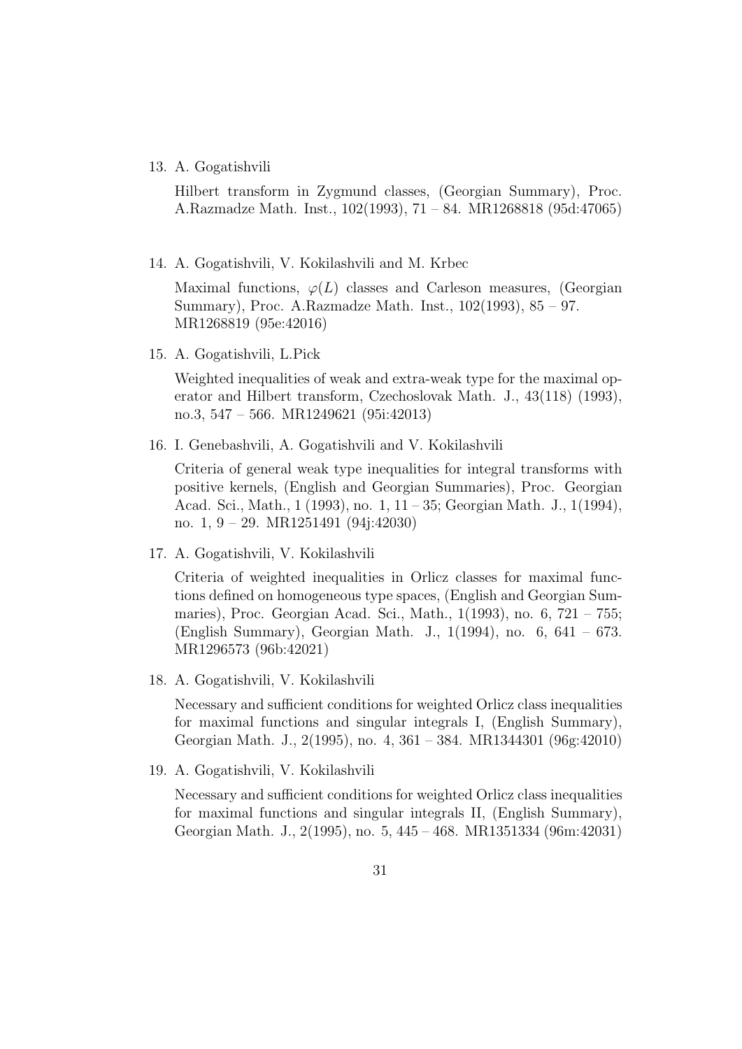13. A. Gogatishvili

    Hilbert transform in Zygmund classes, (Georgian Summary), Proc. A.Razmadze Math. Inst., 102(1993), 71 – 84. MR1268818 (95d:47065)

14. A. Gogatishvili, V. Kokilashvili and M. Krbec

    Maximal functions, $\varphi(L)$ classes and Carleson measures, (Georgian Summary), Proc. A.Razmadze Math. Inst., 102(1993), 85 – 97. MR1268819 (95e:42016)

15. A. Gogatishvili, L.Pick

    Weighted inequalities of weak and extra-weak type for the maximal operator and Hilbert transform, Czechoslovak Math. J., 43(118) (1993), no.3, 547 – 566. MR1249621 (95i:42013)

16. I. Genebashvili, A. Gogatishvili and V. Kokilashvili

    Criteria of general weak type inequalities for integral transforms with positive kernels, (English and Georgian Summaries), Proc. Georgian Acad. Sci., Math., 1 (1993), no. 1, 11 – 35; Georgian Math. J., 1(1994), no. 1, 9 – 29. MR1251491 (94j:42030)

17. A. Gogatishvili, V. Kokilashvili

    Criteria of weighted inequalities in Orlicz classes for maximal functions defined on homogeneous type spaces, (English and Georgian Summaries), Proc. Georgian Acad. Sci., Math., 1(1993), no. 6, 721 – 755; (English Summary), Georgian Math. J., 1(1994), no. 6, 641 – 673. MR1296573 (96b:42021)

18. A. Gogatishvili, V. Kokilashvili

    Necessary and sufficient conditions for weighted Orlicz class inequalities for maximal functions and singular integrals I, (English Summary), Georgian Math. J., 2(1995), no. 4, 361 – 384. MR1344301 (96g:42010)

19. A. Gogatishvili, V. Kokilashvili

    Necessary and sufficient conditions for weighted Orlicz class inequalities for maximal functions and singular integrals II, (English Summary), Georgian Math. J., 2(1995), no. 5, 445 – 468. MR1351334 (96m:42031)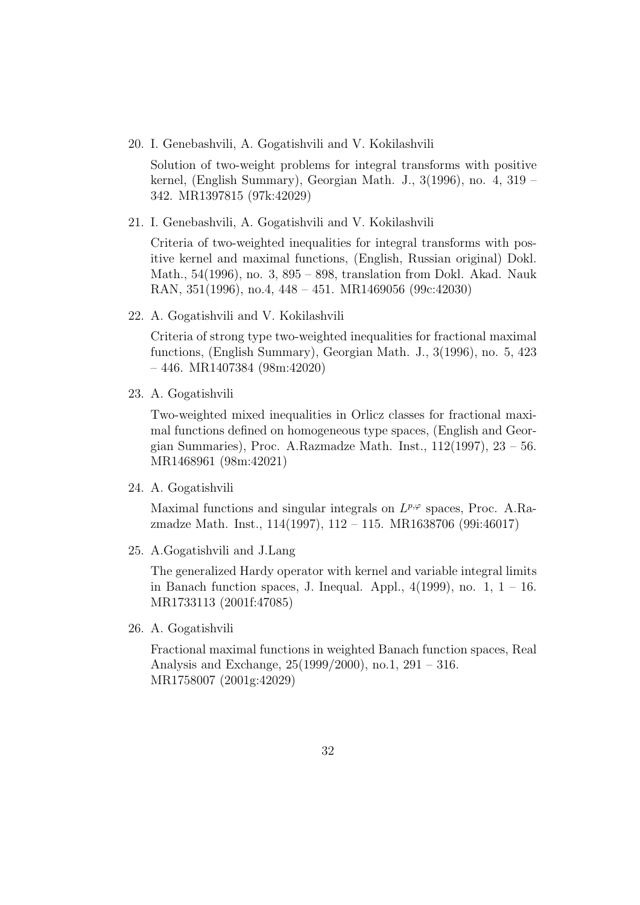20. I. Genebashvili, A. Gogatishvili and V. Kokilashvili

    Solution of two-weight problems for integral transforms with positive kernel, (English Summary), Georgian Math. J., 3(1996), no. 4, 319 – 342. MR1397815 (97k:42029)

21. I. Genebashvili, A. Gogatishvili and V. Kokilashvili

    Criteria of two-weighted inequalities for integral transforms with positive kernel and maximal functions, (English, Russian original) Dokl. Math., 54(1996), no. 3, 895 – 898, translation from Dokl. Akad. Nauk RAN, 351(1996), no.4, 448 – 451. MR1469056 (99c:42030)

22. A. Gogatishvili and V. Kokilashvili

    Criteria of strong type two-weighted inequalities for fractional maximal functions, (English Summary), Georgian Math. J., 3(1996), no. 5, 423 – 446. MR1407384 (98m:42020)

23. A. Gogatishvili

    Two-weighted mixed inequalities in Orlicz classes for fractional maximal functions defined on homogeneous type spaces, (English and Georgian Summaries), Proc. A.Razmadze Math. Inst., 112(1997), 23 – 56. MR1468961 (98m:42021)

24. A. Gogatishvili

    Maximal functions and singular integrals on $L^{p,\varphi}$ spaces, Proc. A.Razmadze Math. Inst., 114(1997), 112 – 115. MR1638706 (99i:46017)

25. A.Gogatishvili and J.Lang

    The generalized Hardy operator with kernel and variable integral limits in Banach function spaces, J. Inequal. Appl., 4(1999), no. 1, 1 – 16. MR1733113 (2001f:47085)

26. A. Gogatishvili

    Fractional maximal functions in weighted Banach function spaces, Real Analysis and Exchange, 25(1999/2000), no.1, 291 – 316. MR1758007 (2001g:42029)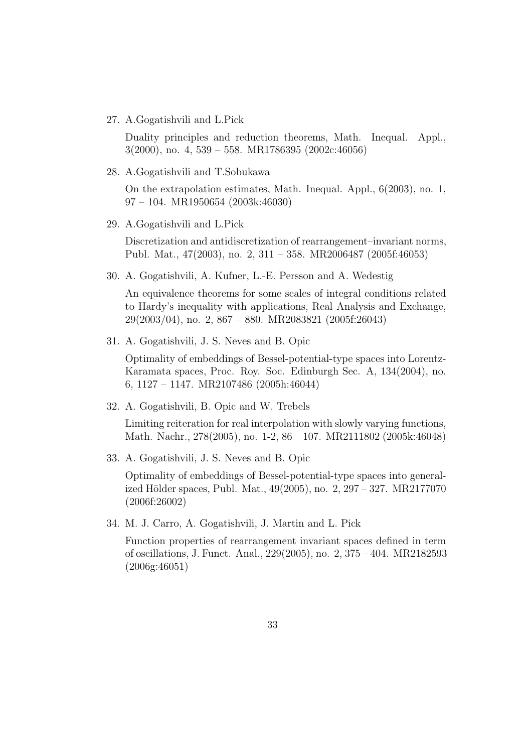27. A.Gogatishvili and L.Pick

    Duality principles and reduction theorems, Math. Inequal. Appl., 3(2000), no. 4, 539 – 558. MR1786395 (2002c:46056)

28. A.Gogatishvili and T.Sobukawa

    On the extrapolation estimates, Math. Inequal. Appl., 6(2003), no. 1, 97 – 104. MR1950654 (2003k:46030)

29. A.Gogatishvili and L.Pick

    Discretization and antidiscretization of rearrangement–invariant norms, Publ. Mat., 47(2003), no. 2, 311 – 358. MR2006487 (2005f:46053)

30. A. Gogatishvili, A. Kufner, L.-E. Persson and A. Wedestig

    An equivalence theorems for some scales of integral conditions related to Hardy's inequality with applications, Real Analysis and Exchange, 29(2003/04), no. 2, 867 – 880. MR2083821 (2005f:26043)

31. A. Gogatishvili, J. S. Neves and B. Opic

    Optimality of embeddings of Bessel-potential-type spaces into Lorentz-Karamata spaces, Proc. Roy. Soc. Edinburgh Sec. A, 134(2004), no. 6, 1127 – 1147. MR2107486 (2005h:46044)

32. A. Gogatishvili, B. Opic and W. Trebels

    Limiting reiteration for real interpolation with slowly varying functions, Math. Nachr., 278(2005), no. 1-2, 86 – 107. MR2111802 (2005k:46048)

33. A. Gogatishvili, J. S. Neves and B. Opic

    Optimality of embeddings of Bessel-potential-type spaces into generalized Hölder spaces, Publ. Mat., 49(2005), no. 2, 297 – 327. MR2177070 (2006f:26002)

34. M. J. Carro, A. Gogatishvili, J. Martin and L. Pick

    Function properties of rearrangement invariant spaces defined in term of oscillations, J. Funct. Anal., 229(2005), no. 2, 375 – 404. MR2182593 (2006g:46051)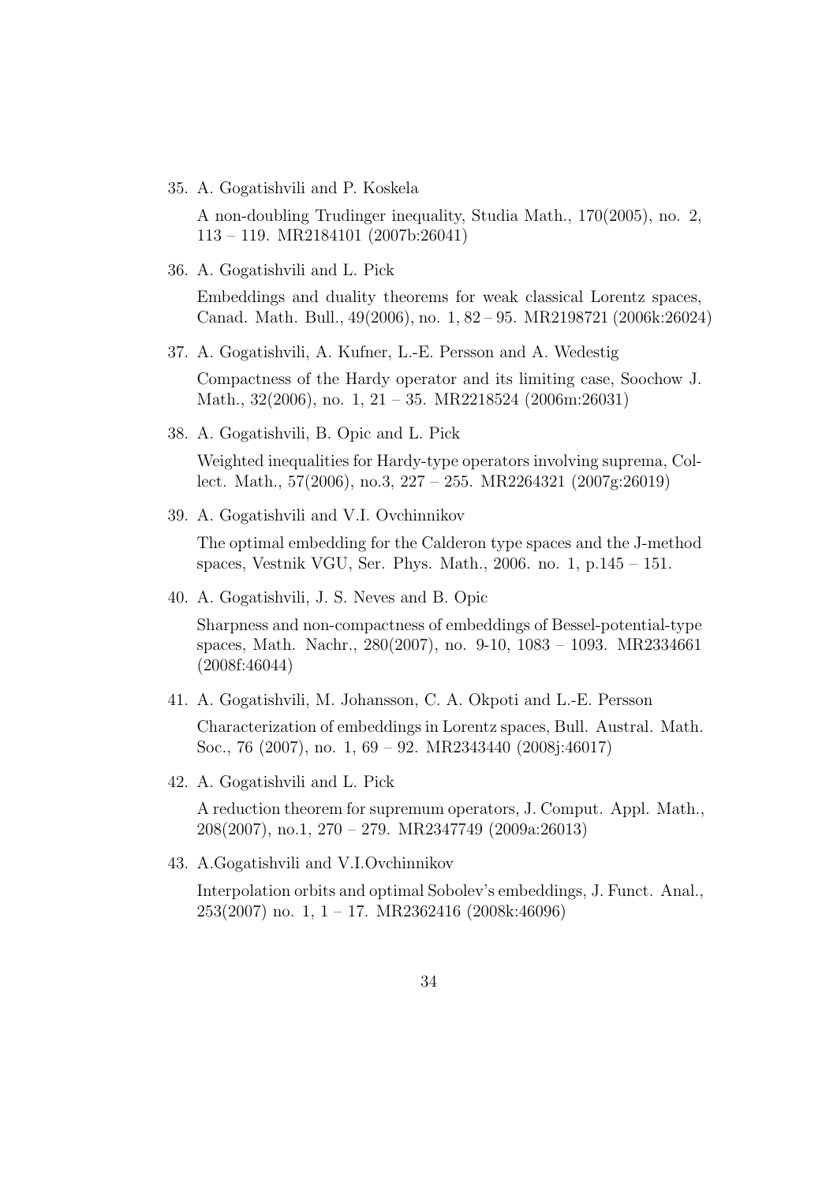35. A. Gogatishvili and P. Koskela

    A non-doubling Trudinger inequality, Studia Math., 170(2005), no. 2, 113 – 119. MR2184101 (2007b:26041)

36. A. Gogatishvili and L. Pick

    Embeddings and duality theorems for weak classical Lorentz spaces, Canad. Math. Bull., 49(2006), no. 1, 82 – 95. MR2198721 (2006k:26024)

37. A. Gogatishvili, A. Kufner, L.-E. Persson and A. Wedestig

    Compactness of the Hardy operator and its limiting case, Soochow J. Math., 32(2006), no. 1, 21 – 35. MR2218524 (2006m:26031)

38. A. Gogatishvili, B. Opic and L. Pick

    Weighted inequalities for Hardy-type operators involving suprema, Collect. Math., 57(2006), no.3, 227 – 255. MR2264321 (2007g:26019)

39. A. Gogatishvili and V.I. Ovchinnikov

    The optimal embedding for the Calderon type spaces and the J-method spaces, Vestnik VGU, Ser. Phys. Math., 2006. no. 1, p.145 – 151.

40. A. Gogatishvili, J. S. Neves and B. Opic

    Sharpness and non-compactness of embeddings of Bessel-potential-type spaces, Math. Nachr., 280(2007), no. 9-10, 1083 – 1093. MR2334661 (2008f:46044)

41. A. Gogatishvili, M. Johansson, C. A. Okpoti and L.-E. Persson

    Characterization of embeddings in Lorentz spaces, Bull. Austral. Math. Soc., 76 (2007), no. 1, 69 – 92. MR2343440 (2008j:46017)

42. A. Gogatishvili and L. Pick

    A reduction theorem for supremum operators, J. Comput. Appl. Math., 208(2007), no.1, 270 – 279. MR2347749 (2009a:26013)

43. A.Gogatishvili and V.I.Ovchinnikov

    Interpolation orbits and optimal Sobolev's embeddings, J. Funct. Anal., 253(2007) no. 1, 1 – 17. MR2362416 (2008k:46096)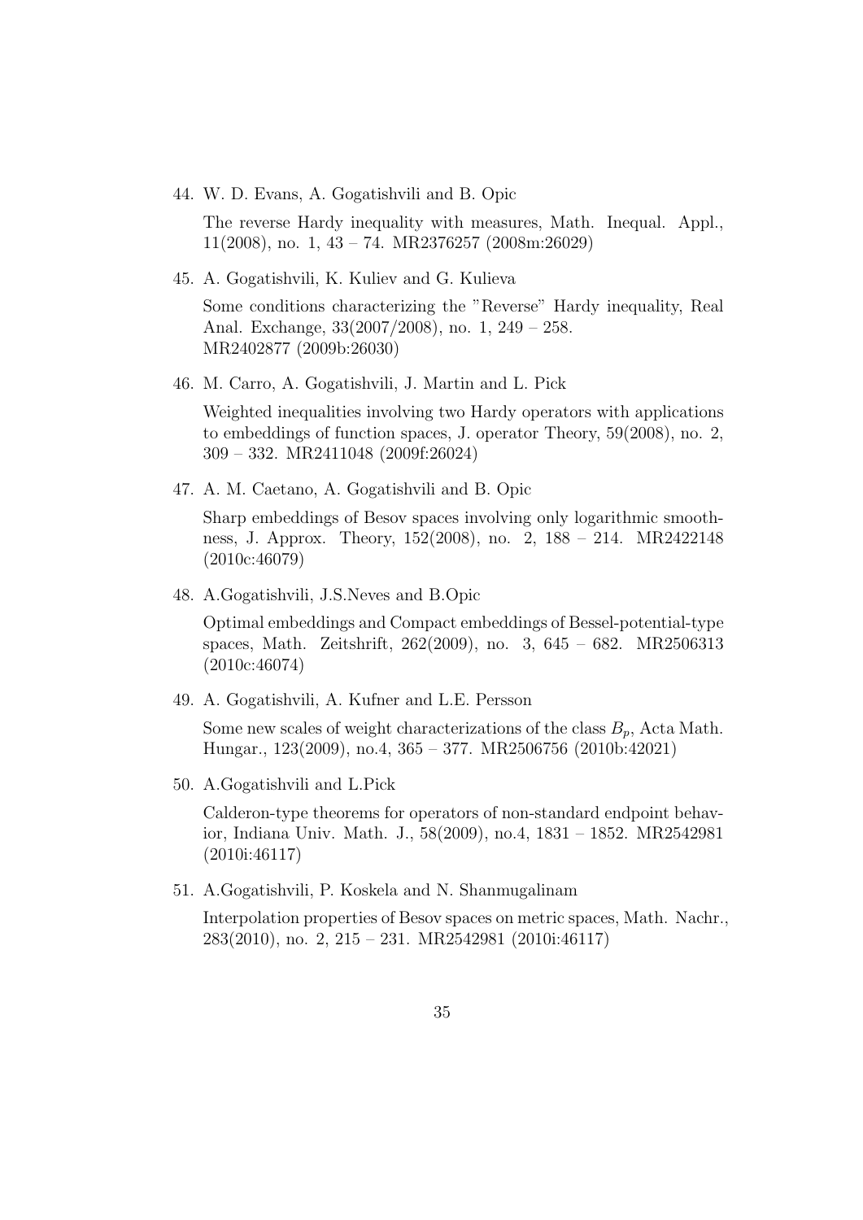44. W. D. Evans, A. Gogatishvili and B. Opic

    The reverse Hardy inequality with measures, Math. Inequal. Appl., 11(2008), no. 1, 43 – 74. MR2376257 (2008m:26029)

45. A. Gogatishvili, K. Kuliev and G. Kulieva

    Some conditions characterizing the "Reverse" Hardy inequality, Real Anal. Exchange, 33(2007/2008), no. 1, 249 – 258. MR2402877 (2009b:26030)

46. M. Carro, A. Gogatishvili, J. Martin and L. Pick

    Weighted inequalities involving two Hardy operators with applications to embeddings of function spaces, J. operator Theory, 59(2008), no. 2, 309 – 332. MR2411048 (2009f:26024)

47. A. M. Caetano, A. Gogatishvili and B. Opic

    Sharp embeddings of Besov spaces involving only logarithmic smoothness, J. Approx. Theory, 152(2008), no. 2, 188 – 214. MR2422148 (2010c:46079)

48. A.Gogatishvili, J.S.Neves and B.Opic

    Optimal embeddings and Compact embeddings of Bessel-potential-type spaces, Math. Zeitshrift, 262(2009), no. 3, 645 – 682. MR2506313 (2010c:46074)

49. A. Gogatishvili, A. Kufner and L.E. Persson

    Some new scales of weight characterizations of the class $B_p$, Acta Math. Hungar., 123(2009), no.4, 365 – 377. MR2506756 (2010b:42021)

50. A.Gogatishvili and L.Pick

    Calderon-type theorems for operators of non-standard endpoint behavior, Indiana Univ. Math. J., 58(2009), no.4, 1831 – 1852. MR2542981 (2010i:46117)

51. A.Gogatishvili, P. Koskela and N. Shanmugalinam

    Interpolation properties of Besov spaces on metric spaces, Math. Nachr., 283(2010), no. 2, 215 – 231. MR2542981 (2010i:46117)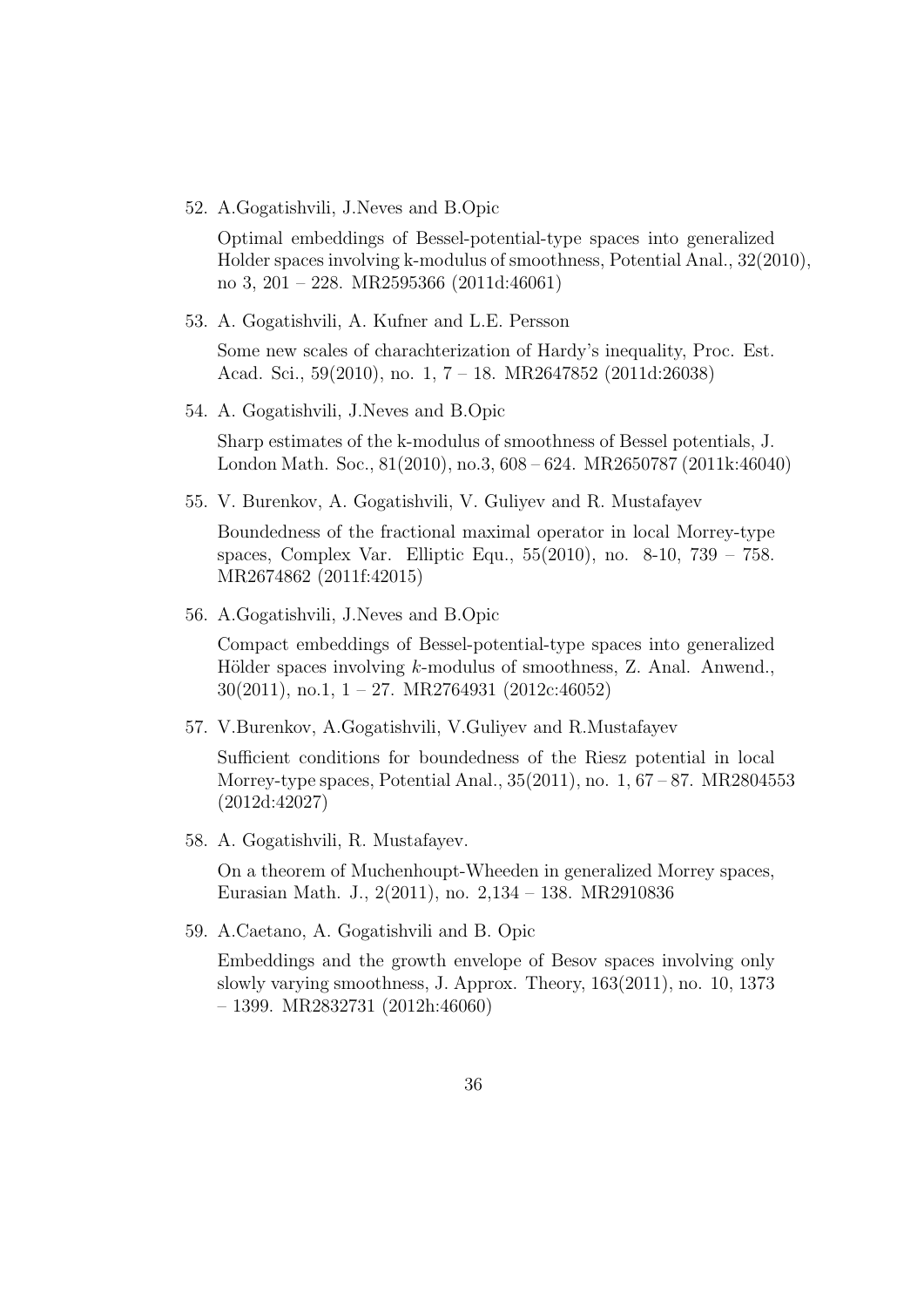52. A.Gogatishvili, J.Neves and B.Opic

    Optimal embeddings of Bessel-potential-type spaces into generalized Holder spaces involving k-modulus of smoothness, Potential Anal., 32(2010), no 3, 201 – 228. MR2595366 (2011d:46061)

53. A. Gogatishvili, A. Kufner and L.E. Persson

    Some new scales of charachterization of Hardy's inequality, Proc. Est. Acad. Sci., 59(2010), no. 1, 7 – 18. MR2647852 (2011d:26038)

54. A. Gogatishvili, J.Neves and B.Opic

    Sharp estimates of the k-modulus of smoothness of Bessel potentials, J. London Math. Soc., 81(2010), no.3, 608 – 624. MR2650787 (2011k:46040)

55. V. Burenkov, A. Gogatishvili, V. Guliyev and R. Mustafayev

    Boundedness of the fractional maximal operator in local Morrey-type spaces, Complex Var. Elliptic Equ., 55(2010), no. 8-10, 739 – 758. MR2674862 (2011f:42015)

56. A.Gogatishvili, J.Neves and B.Opic

    Compact embeddings of Bessel-potential-type spaces into generalized Hölder spaces involving $k$-modulus of smoothness, Z. Anal. Anwend., 30(2011), no.1, 1 – 27. MR2764931 (2012c:46052)

57. V.Burenkov, A.Gogatishvili, V.Guliyev and R.Mustafayev

    Sufficient conditions for boundedness of the Riesz potential in local Morrey-type spaces, Potential Anal., 35(2011), no. 1, 67 – 87. MR2804553 (2012d:42027)

58. A. Gogatishvili, R. Mustafayev.

    On a theorem of Muchenhoupt-Wheeden in generalized Morrey spaces, Eurasian Math. J., 2(2011), no. 2,134 – 138. MR2910836

59. A.Caetano, A. Gogatishvili and B. Opic

    Embeddings and the growth envelope of Besov spaces involving only slowly varying smoothness, J. Approx. Theory, 163(2011), no. 10, 1373 – 1399. MR2832731 (2012h:46060)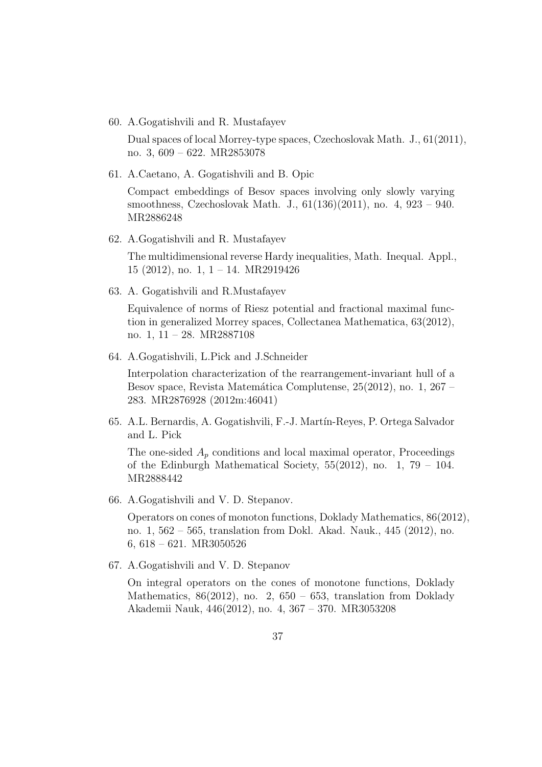60. A.Gogatishvili and R. Mustafayev

    Dual spaces of local Morrey-type spaces, Czechoslovak Math. J., 61(2011), no. 3, 609 – 622. MR2853078

61. A.Caetano, A. Gogatishvili and B. Opic

    Compact embeddings of Besov spaces involving only slowly varying smoothness, Czechoslovak Math. J., 61(136)(2011), no. 4, 923 – 940. MR2886248

62. A.Gogatishvili and R. Mustafayev

    The multidimensional reverse Hardy inequalities, Math. Inequal. Appl., 15 (2012), no. 1, 1 – 14. MR2919426

63. A. Gogatishvili and R.Mustafayev

    Equivalence of norms of Riesz potential and fractional maximal function in generalized Morrey spaces, Collectanea Mathematica, 63(2012), no. 1, 11 – 28. MR2887108

64. A.Gogatishvili, L.Pick and J.Schneider

    Interpolation characterization of the rearrangement-invariant hull of a Besov space, Revista Matemática Complutense, 25(2012), no. 1, 267 – 283. MR2876928 (2012m:46041)

65. A.L. Bernardis, A. Gogatishvili, F.-J. Martín-Reyes, P. Ortega Salvador and L. Pick

    The one-sided $A_p$ conditions and local maximal operator, Proceedings of the Edinburgh Mathematical Society, 55(2012), no. 1, 79 – 104. MR2888442

66. A.Gogatishvili and V. D. Stepanov.

    Operators on cones of monoton functions, Doklady Mathematics, 86(2012), no. 1, 562 – 565, translation from Dokl. Akad. Nauk., 445 (2012), no. 6, 618 – 621. MR3050526

67. A.Gogatishvili and V. D. Stepanov

    On integral operators on the cones of monotone functions, Doklady Mathematics, 86(2012), no. 2, 650 – 653, translation from Doklady Akademii Nauk, 446(2012), no. 4, 367 – 370. MR3053208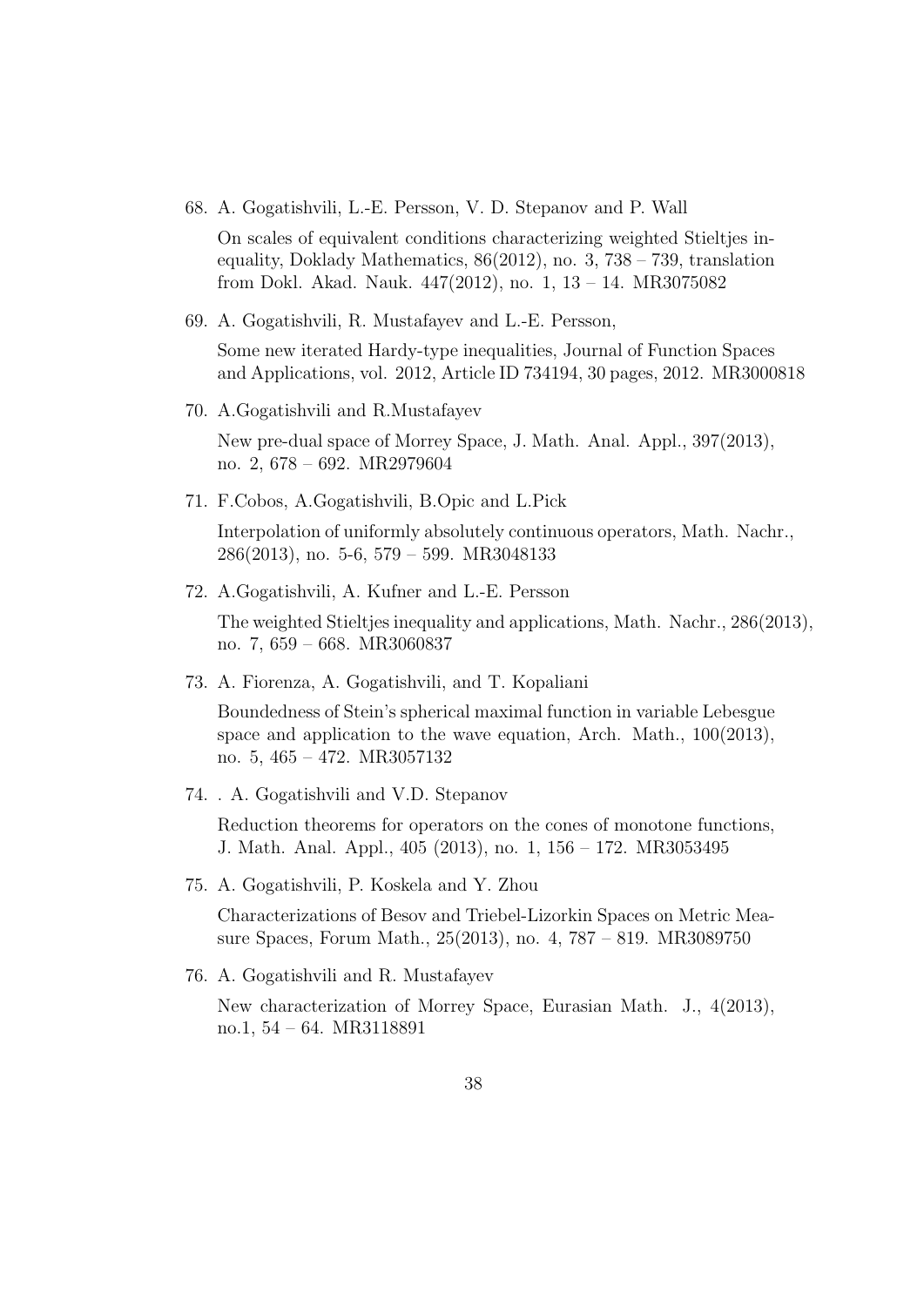68. A. Gogatishvili, L.-E. Persson, V. D. Stepanov and P. Wall

    On scales of equivalent conditions characterizing weighted Stieltjes inequality, Doklady Mathematics, 86(2012), no. 3, 738 – 739, translation from Dokl. Akad. Nauk. 447(2012), no. 1, 13 – 14. MR3075082

69. A. Gogatishvili, R. Mustafayev and L.-E. Persson,

    Some new iterated Hardy-type inequalities, Journal of Function Spaces and Applications, vol. 2012, Article ID 734194, 30 pages, 2012. MR3000818

70. A.Gogatishvili and R.Mustafayev

    New pre-dual space of Morrey Space, J. Math. Anal. Appl., 397(2013), no. 2, 678 – 692. MR2979604

71. F.Cobos, A.Gogatishvili, B.Opic and L.Pick

    Interpolation of uniformly absolutely continuous operators, Math. Nachr., 286(2013), no. 5-6, 579 – 599. MR3048133

72. A.Gogatishvili, A. Kufner and L.-E. Persson

    The weighted Stieltjes inequality and applications, Math. Nachr., 286(2013), no. 7, 659 – 668. MR3060837

73. A. Fiorenza, A. Gogatishvili, and T. Kopaliani

    Boundedness of Stein's spherical maximal function in variable Lebesgue space and application to the wave equation, Arch. Math., 100(2013), no. 5, 465 – 472. MR3057132

74. . A. Gogatishvili and V.D. Stepanov

    Reduction theorems for operators on the cones of monotone functions, J. Math. Anal. Appl., 405 (2013), no. 1, 156 – 172. MR3053495

75. A. Gogatishvili, P. Koskela and Y. Zhou

    Characterizations of Besov and Triebel-Lizorkin Spaces on Metric Measure Spaces, Forum Math., 25(2013), no. 4, 787 – 819. MR3089750

76. A. Gogatishvili and R. Mustafayev

    New characterization of Morrey Space, Eurasian Math. J., 4(2013), no.1, 54 – 64. MR3118891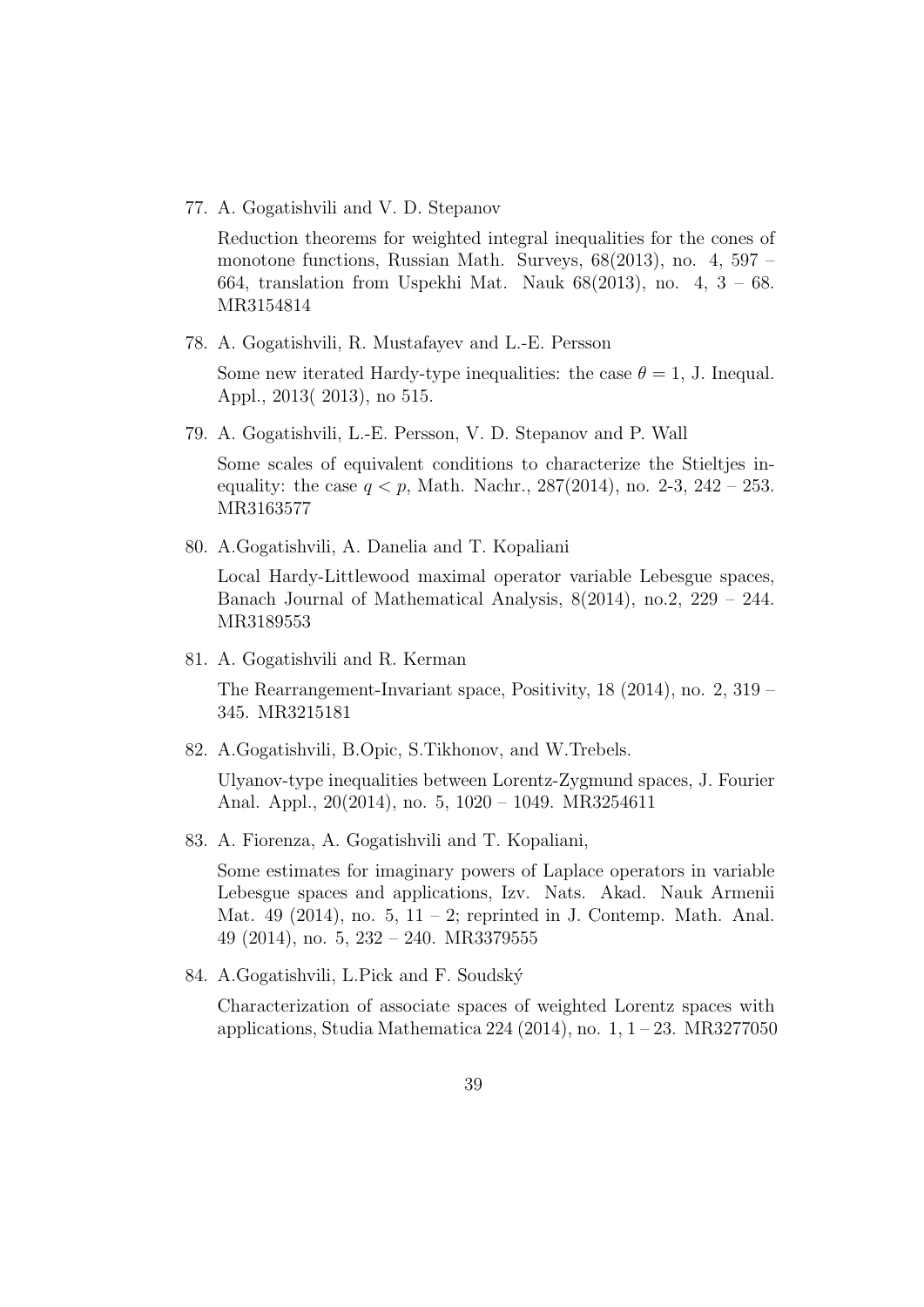77. A. Gogatishvili and V. D. Stepanov

    Reduction theorems for weighted integral inequalities for the cones of monotone functions, Russian Math. Surveys, 68(2013), no. 4, 597 – 664, translation from Uspekhi Mat. Nauk 68(2013), no. 4, 3 – 68. MR3154814

78. A. Gogatishvili, R. Mustafayev and L.-E. Persson

    Some new iterated Hardy-type inequalities: the case $\theta = 1$, J. Inequal. Appl., 2013( 2013), no 515.

79. A. Gogatishvili, L.-E. Persson, V. D. Stepanov and P. Wall

    Some scales of equivalent conditions to characterize the Stieltjes inequality: the case $q < p$, Math. Nachr., 287(2014), no. 2-3, 242 – 253. MR3163577

80. A.Gogatishvili, A. Danelia and T. Kopaliani

    Local Hardy-Littlewood maximal operator variable Lebesgue spaces, Banach Journal of Mathematical Analysis, 8(2014), no.2, 229 – 244. MR3189553

81. A. Gogatishvili and R. Kerman

    The Rearrangement-Invariant space, Positivity, 18 (2014), no. 2, 319 – 345. MR3215181

82. A.Gogatishvili, B.Opic, S.Tikhonov, and W.Trebels.

    Ulyanov-type inequalities between Lorentz-Zygmund spaces, J. Fourier Anal. Appl., 20(2014), no. 5, 1020 – 1049. MR3254611

83. A. Fiorenza, A. Gogatishvili and T. Kopaliani,

    Some estimates for imaginary powers of Laplace operators in variable Lebesgue spaces and applications, Izv. Nats. Akad. Nauk Armenii Mat. 49 (2014), no. 5, 11 – 2; reprinted in J. Contemp. Math. Anal. 49 (2014), no. 5, 232 – 240. MR3379555

84. A.Gogatishvili, L.Pick and F. Soudský

    Characterization of associate spaces of weighted Lorentz spaces with applications, Studia Mathematica 224 (2014), no. 1, 1 – 23. MR3277050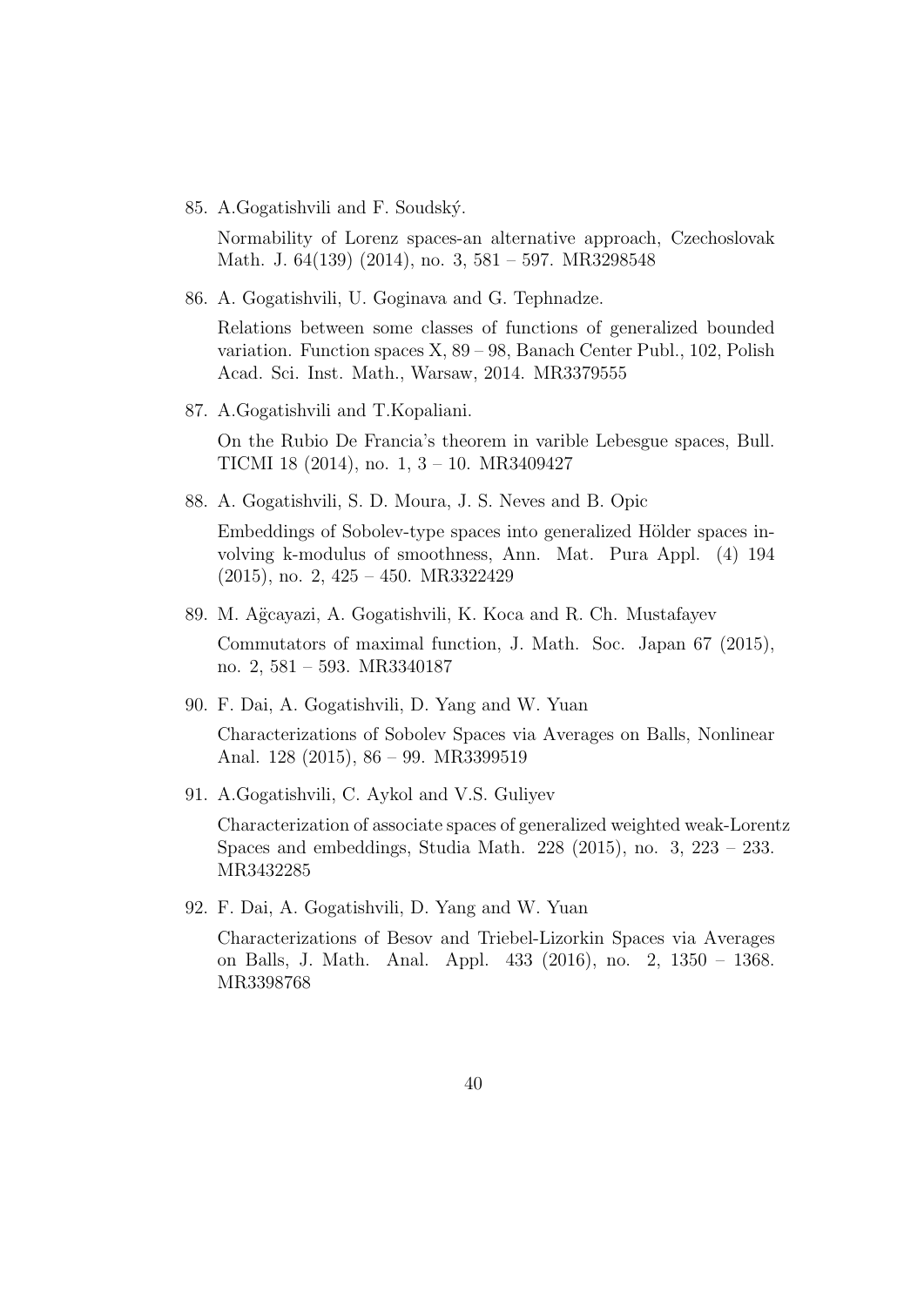85. A.Gogatishvili and F. Soudský.

    Normability of Lorenz spaces-an alternative approach, Czechoslovak Math. J. 64(139) (2014), no. 3, 581 – 597. MR3298548

86. A. Gogatishvili, U. Goginava and G. Tephnadze.

    Relations between some classes of functions of generalized bounded variation. Function spaces X, 89 – 98, Banach Center Publ., 102, Polish Acad. Sci. Inst. Math., Warsaw, 2014. MR3379555

87. A.Gogatishvili and T.Kopaliani.

    On the Rubio De Francia's theorem in varible Lebesgue spaces, Bull. TICMI 18 (2014), no. 1, 3 – 10. MR3409427

88. A. Gogatishvili, S. D. Moura, J. S. Neves and B. Opic

    Embeddings of Sobolev-type spaces into generalized Hölder spaces involving k-modulus of smoothness, Ann. Mat. Pura Appl. (4) 194 (2015), no. 2, 425 – 450. MR3322429

89. M. Ağcayazi, A. Gogatishvili, K. Koca and R. Ch. Mustafayev

    Commutators of maximal function, J. Math. Soc. Japan 67 (2015), no. 2, 581 – 593. MR3340187

90. F. Dai, A. Gogatishvili, D. Yang and W. Yuan

    Characterizations of Sobolev Spaces via Averages on Balls, Nonlinear Anal. 128 (2015), 86 – 99. MR3399519

91. A.Gogatishvili, C. Aykol and V.S. Guliyev

    Characterization of associate spaces of generalized weighted weak-Lorentz Spaces and embeddings, Studia Math. 228 (2015), no. 3, 223 – 233. MR3432285

92. F. Dai, A. Gogatishvili, D. Yang and W. Yuan

    Characterizations of Besov and Triebel-Lizorkin Spaces via Averages on Balls, J. Math. Anal. Appl. 433 (2016), no. 2, 1350 – 1368. MR3398768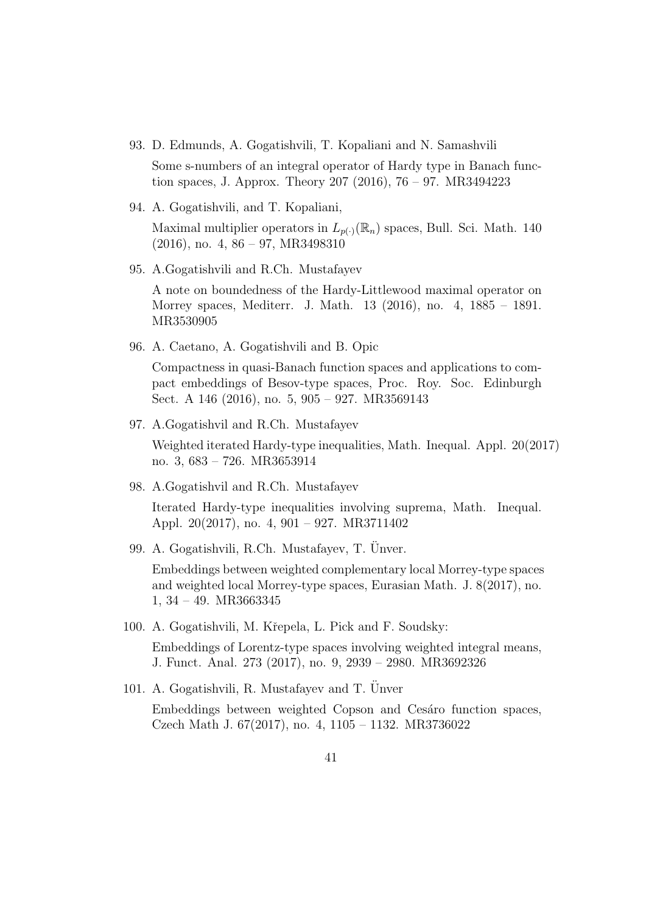93. D. Edmunds, A. Gogatishvili, T. Kopaliani and N. Samashvili

    Some s-numbers of an integral operator of Hardy type in Banach function spaces, J. Approx. Theory 207 (2016), 76 – 97. MR3494223

94. A. Gogatishvili, and T. Kopaliani,

    Maximal multiplier operators in $L_{p(\cdot)}(\mathbb{R}_n)$ spaces, Bull. Sci. Math. 140 (2016), no. 4, 86 – 97, MR3498310

95. A.Gogatishvili and R.Ch. Mustafayev

    A note on boundedness of the Hardy-Littlewood maximal operator on Morrey spaces, Mediterr. J. Math. 13 (2016), no. 4, 1885 – 1891. MR3530905

96. A. Caetano, A. Gogatishvili and B. Opic

    Compactness in quasi-Banach function spaces and applications to compact embeddings of Besov-type spaces, Proc. Roy. Soc. Edinburgh Sect. A 146 (2016), no. 5, 905 – 927. MR3569143

97. A.Gogatishvil and R.Ch. Mustafayev

    Weighted iterated Hardy-type inequalities, Math. Inequal. Appl. 20(2017) no. 3, 683 – 726. MR3653914

98. A.Gogatishvil and R.Ch. Mustafayev

    Iterated Hardy-type inequalities involving suprema, Math. Inequal. Appl. 20(2017), no. 4, 901 – 927. MR3711402

99. A. Gogatishvili, R.Ch. Mustafayev, T. Ünver.

    Embeddings between weighted complementary local Morrey-type spaces and weighted local Morrey-type spaces, Eurasian Math. J. 8(2017), no. 1, 34 – 49. MR3663345

100. A. Gogatishvili, M. Křepela, L. Pick and F. Soudsky:

     Embeddings of Lorentz-type spaces involving weighted integral means, J. Funct. Anal. 273 (2017), no. 9, 2939 – 2980. MR3692326

101. A. Gogatishvili, R. Mustafayev and T. Ünver

     Embeddings between weighted Copson and Cesáro function spaces, Czech Math J. 67(2017), no. 4, 1105 – 1132. MR3736022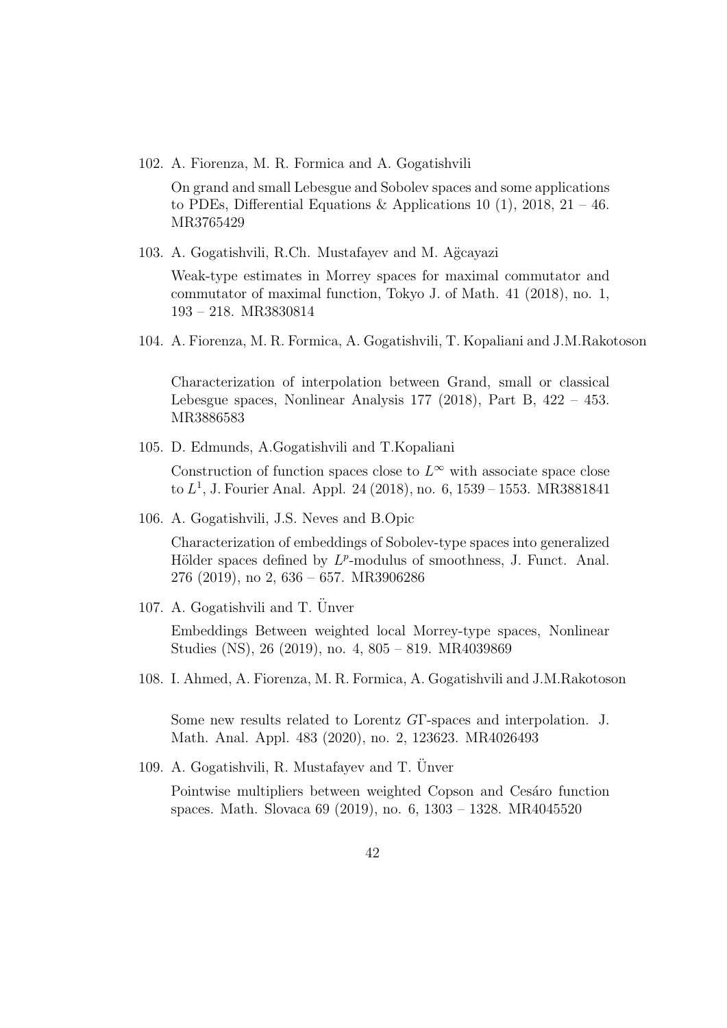102. A. Fiorenza, M. R. Formica and A. Gogatishvili

     On grand and small Lebesgue and Sobolev spaces and some applications to PDEs, Differential Equations & Applications 10 (1), 2018, 21 – 46. MR3765429

103. A. Gogatishvili, R.Ch. Mustafayev and M. Ağcayazi

     Weak-type estimates in Morrey spaces for maximal commutator and commutator of maximal function, Tokyo J. of Math. 41 (2018), no. 1, 193 – 218. MR3830814

104. A. Fiorenza, M. R. Formica, A. Gogatishvili, T. Kopaliani and J.M.Rakotoson

     Characterization of interpolation between Grand, small or classical Lebesgue spaces, Nonlinear Analysis 177 (2018), Part B, 422 – 453. MR3886583

105. D. Edmunds, A.Gogatishvili and T.Kopaliani

     Construction of function spaces close to $L^\infty$ with associate space close to $L^1$, J. Fourier Anal. Appl. 24 (2018), no. 6, 1539 – 1553. MR3881841

106. A. Gogatishvili, J.S. Neves and B.Opic

     Characterization of embeddings of Sobolev-type spaces into generalized Hölder spaces defined by $L^p$-modulus of smoothness, J. Funct. Anal. 276 (2019), no 2, 636 – 657. MR3906286

107. A. Gogatishvili and T. Ünver

     Embeddings Between weighted local Morrey-type spaces, Nonlinear Studies (NS), 26 (2019), no. 4, 805 – 819. MR4039869

108. I. Ahmed, A. Fiorenza, M. R. Formica, A. Gogatishvili and J.M.Rakotoson

     Some new results related to Lorentz $G\Gamma$-spaces and interpolation. J. Math. Anal. Appl. 483 (2020), no. 2, 123623. MR4026493

109. A. Gogatishvili, R. Mustafayev and T. Ünver

     Pointwise multipliers between weighted Copson and Cesáro function spaces. Math. Slovaca 69 (2019), no. 6, 1303 – 1328. MR4045520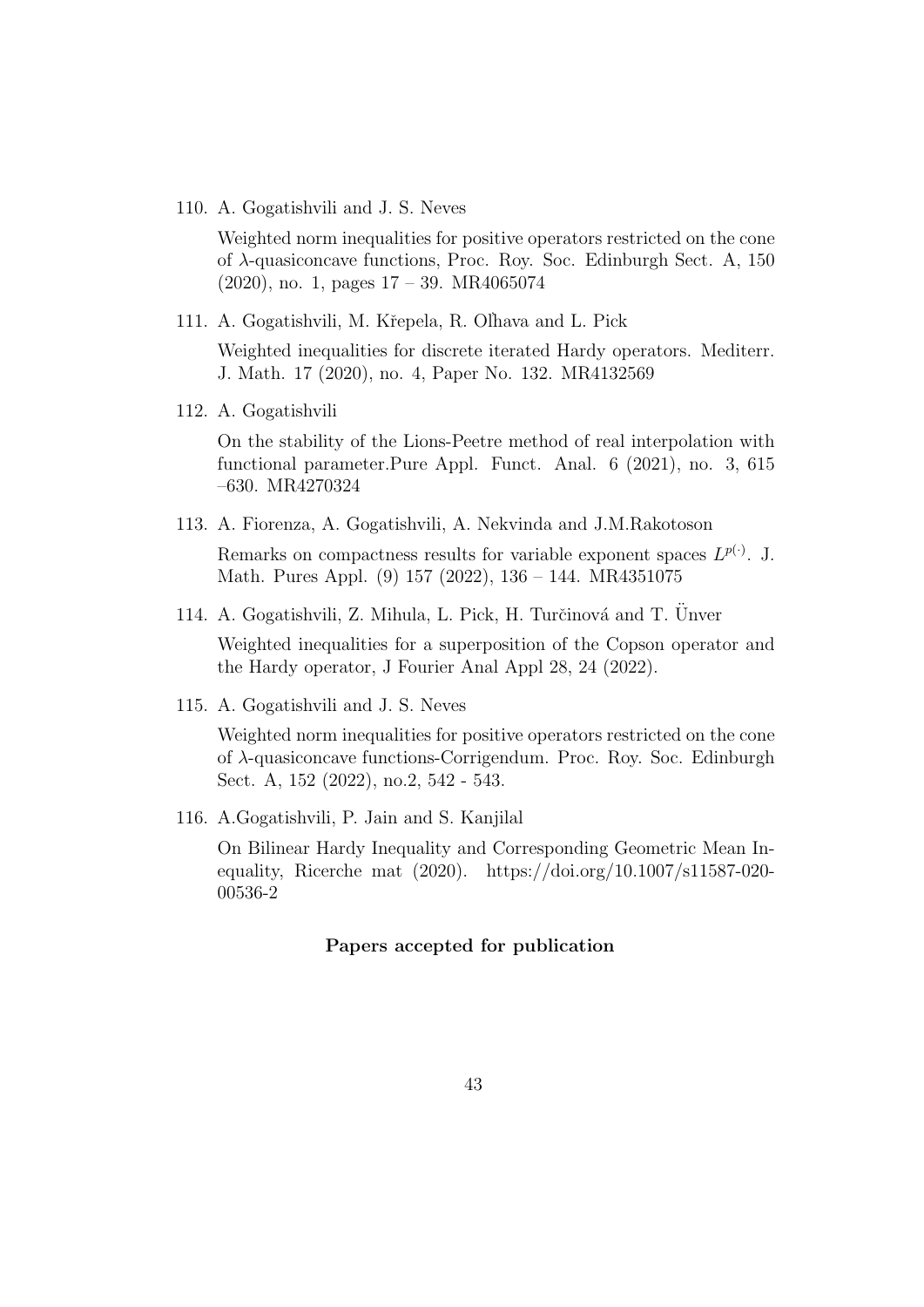110. A. Gogatishvili and J. S. Neves

     Weighted norm inequalities for positive operators restricted on the cone of $\lambda$-quasiconcave functions, Proc. Roy. Soc. Edinburgh Sect. A, 150 (2020), no. 1, pages 17 – 39. MR4065074

111. A. Gogatishvili, M. Křepela, R. Ol'hava and L. Pick

     Weighted inequalities for discrete iterated Hardy operators. Mediterr. J. Math. 17 (2020), no. 4, Paper No. 132. MR4132569

112. A. Gogatishvili

     On the stability of the Lions-Peetre method of real interpolation with functional parameter.Pure Appl. Funct. Anal. 6 (2021), no. 3, 615 –630. MR4270324

113. A. Fiorenza, A. Gogatishvili, A. Nekvinda and J.M.Rakotoson

     Remarks on compactness results for variable exponent spaces $L^{p(\cdot)}$. J. Math. Pures Appl. (9) 157 (2022), 136 – 144. MR4351075

114. A. Gogatishvili, Z. Mihula, L. Pick, H. Turčinová and T. Ünver

     Weighted inequalities for a superposition of the Copson operator and the Hardy operator, J Fourier Anal Appl 28, 24 (2022).

115. A. Gogatishvili and J. S. Neves

     Weighted norm inequalities for positive operators restricted on the cone of $\lambda$-quasiconcave functions-Corrigendum. Proc. Roy. Soc. Edinburgh Sect. A, 152 (2022), no.2, 542 - 543.

116. A.Gogatishvili, P. Jain and S. Kanjilal

     On Bilinear Hardy Inequality and Corresponding Geometric Mean Inequality, Ricerche mat (2020). https://doi.org/10.1007/s11587-020-00536-2

**Papers accepted for publication**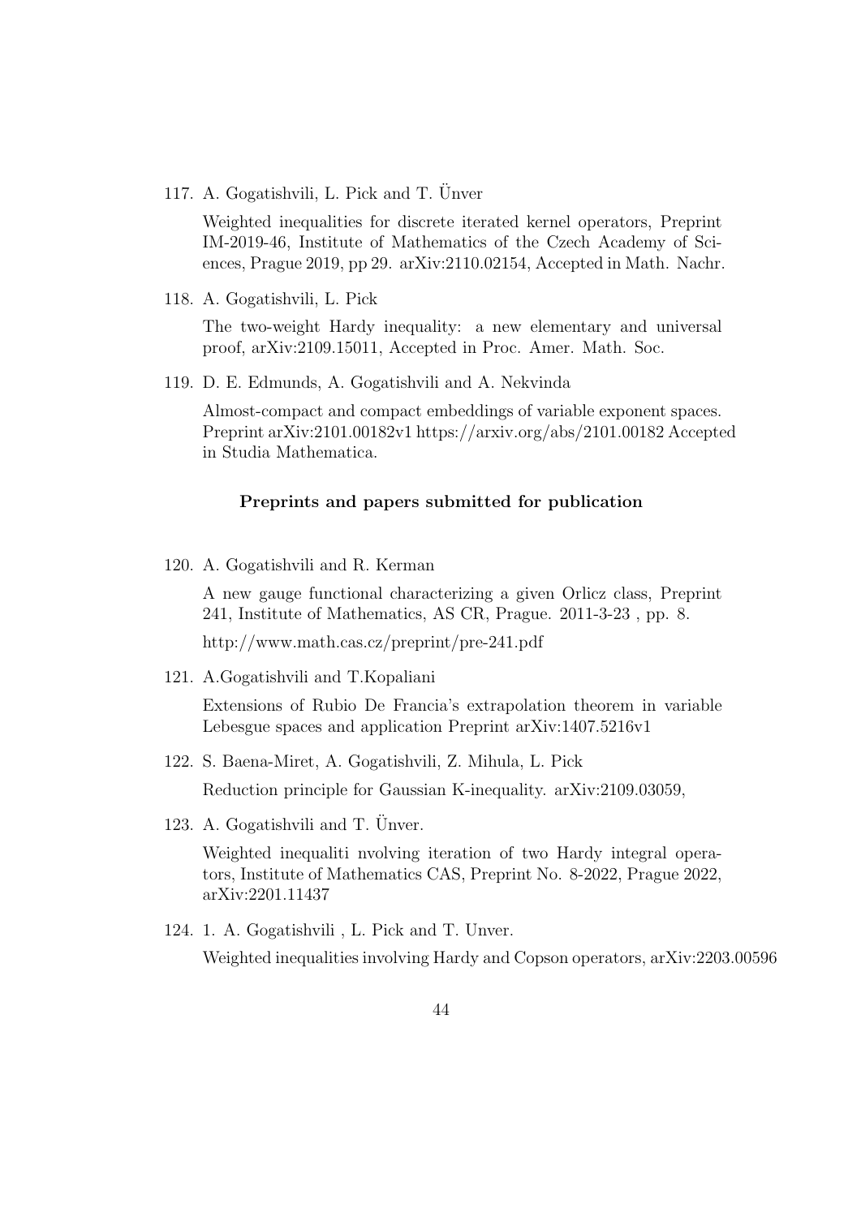117. A. Gogatishvili, L. Pick and T. Ünver

     Weighted inequalities for discrete iterated kernel operators, Preprint IM-2019-46, Institute of Mathematics of the Czech Academy of Sciences, Prague 2019, pp 29. arXiv:2110.02154, Accepted in Math. Nachr.

118. A. Gogatishvili, L. Pick

     The two-weight Hardy inequality: a new elementary and universal proof, arXiv:2109.15011, Accepted in Proc. Amer. Math. Soc.

119. D. E. Edmunds, A. Gogatishvili and A. Nekvinda

     Almost-compact and compact embeddings of variable exponent spaces. Preprint arXiv:2101.00182v1 https://arxiv.org/abs/2101.00182 Accepted in Studia Mathematica.

### Preprints and papers submitted for publication

120. A. Gogatishvili and R. Kerman

     A new gauge functional characterizing a given Orlicz class, Preprint 241, Institute of Mathematics, AS CR, Prague. 2011-3-23 , pp. 8.

     http://www.math.cas.cz/preprint/pre-241.pdf

121. A.Gogatishvili and T.Kopaliani

     Extensions of Rubio De Francia's extrapolation theorem in variable Lebesgue spaces and application Preprint arXiv:1407.5216v1

122. S. Baena-Miret, A. Gogatishvili, Z. Mihula, L. Pick

     Reduction principle for Gaussian K-inequality. arXiv:2109.03059,

123. A. Gogatishvili and T. Ünver.

     Weighted inequaliti nvolving iteration of two Hardy integral operators, Institute of Mathematics CAS, Preprint No. 8-2022, Prague 2022, arXiv:2201.11437

124. 1. A. Gogatishvili , L. Pick and T. Unver.

     Weighted inequalities involving Hardy and Copson operators, arXiv:2203.00596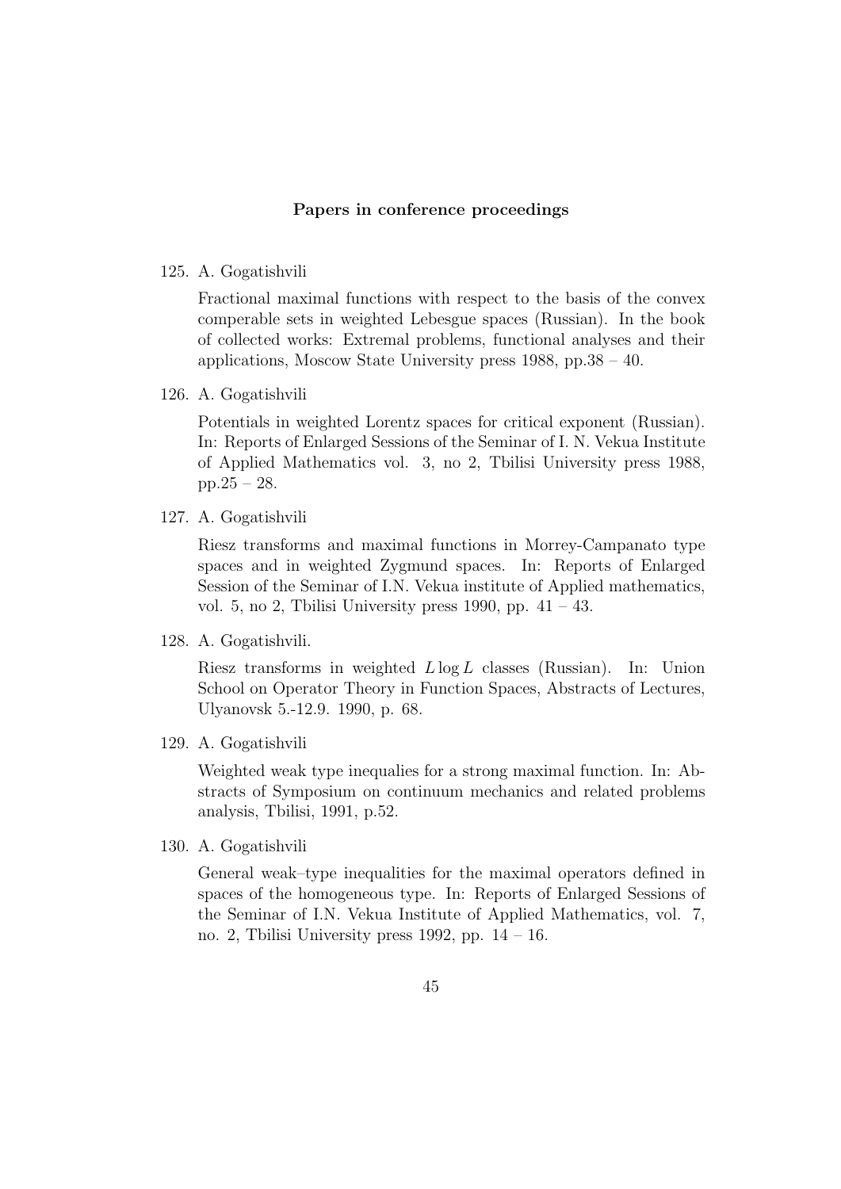## Papers in conference proceedings

125. A. Gogatishvili

    Fractional maximal functions with respect to the basis of the convex comperable sets in weighted Lebesgue spaces (Russian). In the book of collected works: Extremal problems, functional analyses and their applications, Moscow State University press 1988, pp.38 – 40.

126. A. Gogatishvili

    Potentials in weighted Lorentz spaces for critical exponent (Russian). In: Reports of Enlarged Sessions of the Seminar of I. N. Vekua Institute of Applied Mathematics vol. 3, no 2, Tbilisi University press 1988, pp.25 – 28.

127. A. Gogatishvili

    Riesz transforms and maximal functions in Morrey-Campanato type spaces and in weighted Zygmund spaces. In: Reports of Enlarged Session of the Seminar of I.N. Vekua institute of Applied mathematics, vol. 5, no 2, Tbilisi University press 1990, pp. 41 – 43.

128. A. Gogatishvili.

    Riesz transforms in weighted $L \log L$ classes (Russian). In: Union School on Operator Theory in Function Spaces, Abstracts of Lectures, Ulyanovsk 5.-12.9. 1990, p. 68.

129. A. Gogatishvili

    Weighted weak type inequalies for a strong maximal function. In: Abstracts of Symposium on continuum mechanics and related problems analysis, Tbilisi, 1991, p.52.

130. A. Gogatishvili

    General weak–type inequalities for the maximal operators defined in spaces of the homogeneous type. In: Reports of Enlarged Sessions of the Seminar of I.N. Vekua Institute of Applied Mathematics, vol. 7, no. 2, Tbilisi University press 1992, pp. 14 – 16.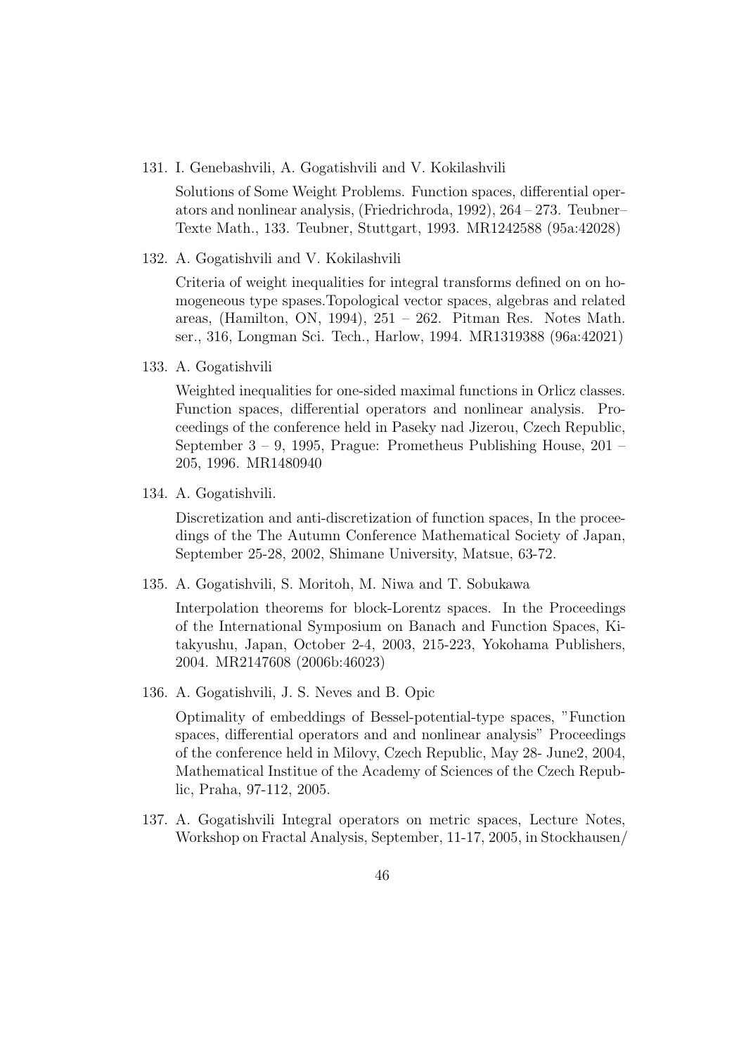131. I. Genebashvili, A. Gogatishvili and V. Kokilashvili

     Solutions of Some Weight Problems. Function spaces, differential operators and nonlinear analysis, (Friedrichroda, 1992), 264 – 273. Teubner–Texte Math., 133. Teubner, Stuttgart, 1993. MR1242588 (95a:42028)

132. A. Gogatishvili and V. Kokilashvili

     Criteria of weight inequalities for integral transforms defined on on homogeneous type spases.Topological vector spaces, algebras and related areas, (Hamilton, ON, 1994), 251 – 262. Pitman Res. Notes Math. ser., 316, Longman Sci. Tech., Harlow, 1994. MR1319388 (96a:42021)

133. A. Gogatishvili

     Weighted inequalities for one-sided maximal functions in Orlicz classes. Function spaces, differential operators and nonlinear analysis. Proceedings of the conference held in Paseky nad Jizerou, Czech Republic, September 3 – 9, 1995, Prague: Prometheus Publishing House, 201 – 205, 1996. MR1480940

134. A. Gogatishvili.

     Discretization and anti-discretization of function spaces, In the proceedings of the The Autumn Conference Mathematical Society of Japan, September 25-28, 2002, Shimane University, Matsue, 63-72.

135. A. Gogatishvili, S. Moritoh, M. Niwa and T. Sobukawa

     Interpolation theorems for block-Lorentz spaces. In the Proceedings of the International Symposium on Banach and Function Spaces, Kitakyushu, Japan, October 2-4, 2003, 215-223, Yokohama Publishers, 2004. MR2147608 (2006b:46023)

136. A. Gogatishvili, J. S. Neves and B. Opic

     Optimality of embeddings of Bessel-potential-type spaces, "Function spaces, differential operators and and nonlinear analysis" Proceedings of the conference held in Milovy, Czech Republic, May 28- June2, 2004, Mathematical Institue of the Academy of Sciences of the Czech Republic, Praha, 97-112, 2005.

137. A. Gogatishvili Integral operators on metric spaces, Lecture Notes, Workshop on Fractal Analysis, September, 11-17, 2005, in Stockhausen/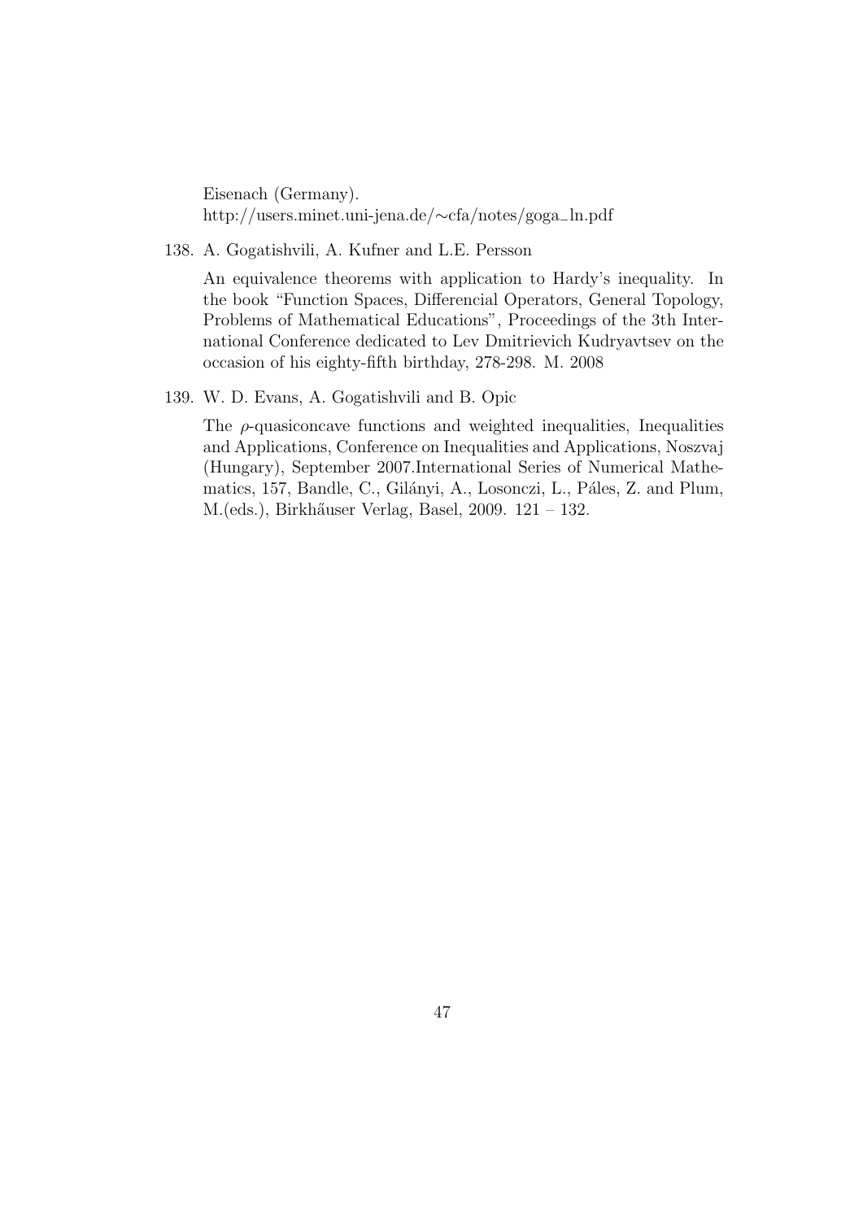Eisenach (Germany).
http://users.minet.uni-jena.de/∼cfa/notes/goga_ln.pdf

138. A. Gogatishvili, A. Kufner and L.E. Persson

An equivalence theorems with application to Hardy's inequality. In the book "Function Spaces, Differencial Operators, General Topology, Problems of Mathematical Educations", Proceedings of the 3th International Conference dedicated to Lev Dmitrievich Kudryavtsev on the occasion of his eighty-fifth birthday, 278-298. M. 2008

139. W. D. Evans, A. Gogatishvili and B. Opic

The $\rho$-quasiconcave functions and weighted inequalities, Inequalities and Applications, Conference on Inequalities and Applications, Noszvaj (Hungary), September 2007.International Series of Numerical Mathematics, 157, Bandle, C., Gilányi, A., Losonczi, L., Páles, Z. and Plum, M.(eds.), Birkhăuser Verlag, Basel, 2009. 121 – 132.